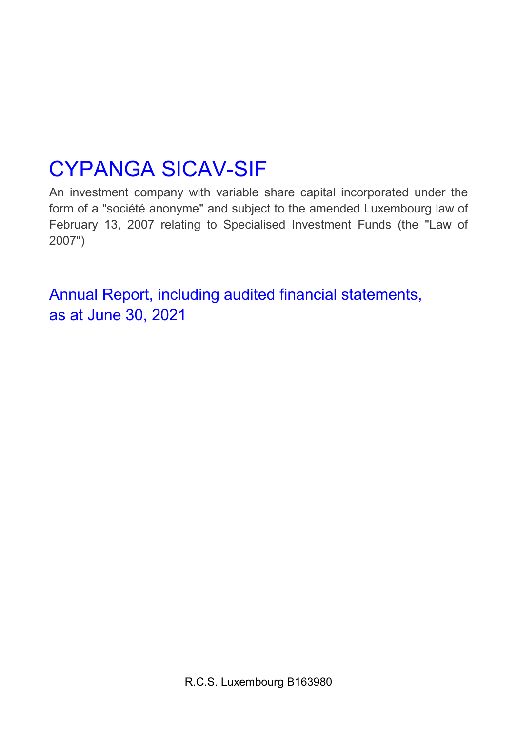# CYPANGA SICAV-SIF

An investment company with variable share capital incorporated under the form of a "société anonyme" and subject to the amended Luxembourg law of February 13, 2007 relating to Specialised Investment Funds (the "Law of 2007")

## Annual Report, including audited financial statements, as at June 30, 2021

R.C.S. Luxembourg B163980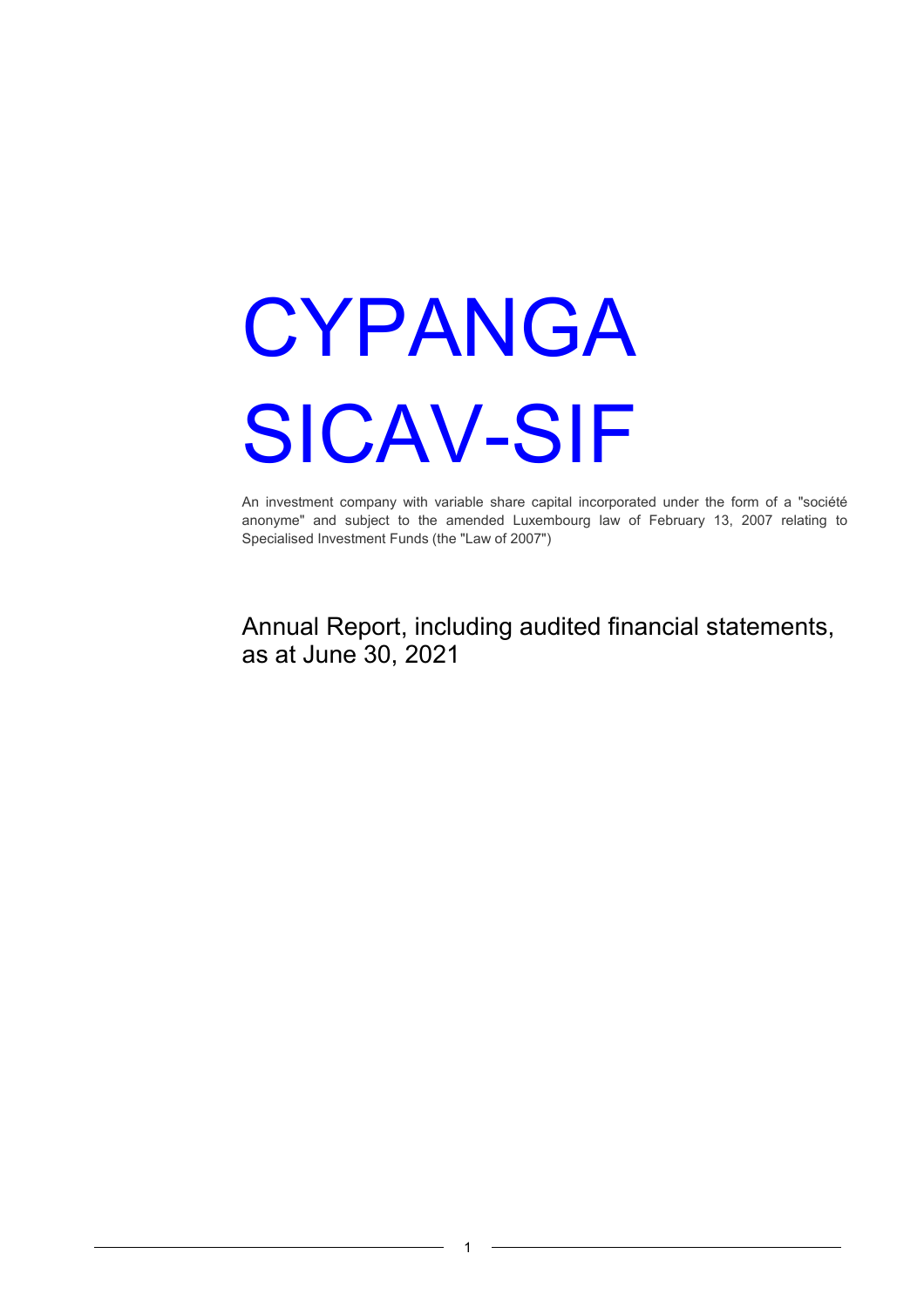# CYPANGA SICAV-SIF

An investment company with variable share capital incorporated under the form of a "société anonyme" and subject to the amended Luxembourg law of February 13, 2007 relating to Specialised Investment Funds (the "Law of 2007")

## Annual Report, including audited financial statements, as at June 30, 2021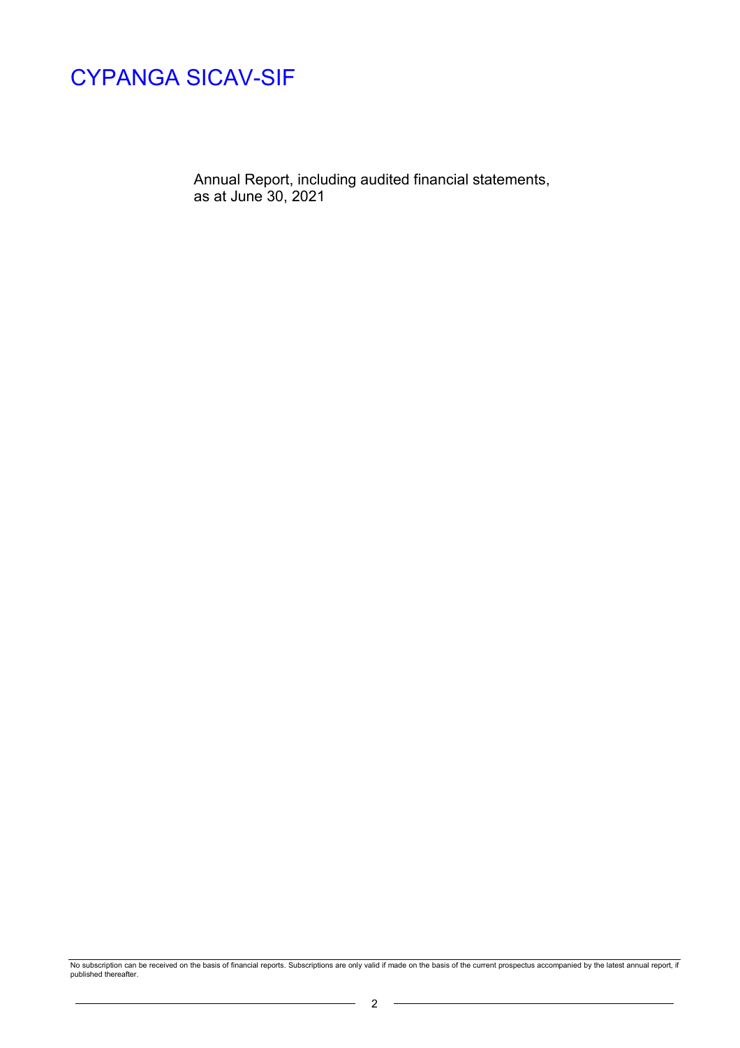# CYPANGA SICAV-SIF

Annual Report, including audited financial statements, as at June 30, 2021

No subscription can be received on the basis of financial reports. Subscriptions are only valid if made on the basis of the current prospectus accompanied by the latest annual report, if published thereafter.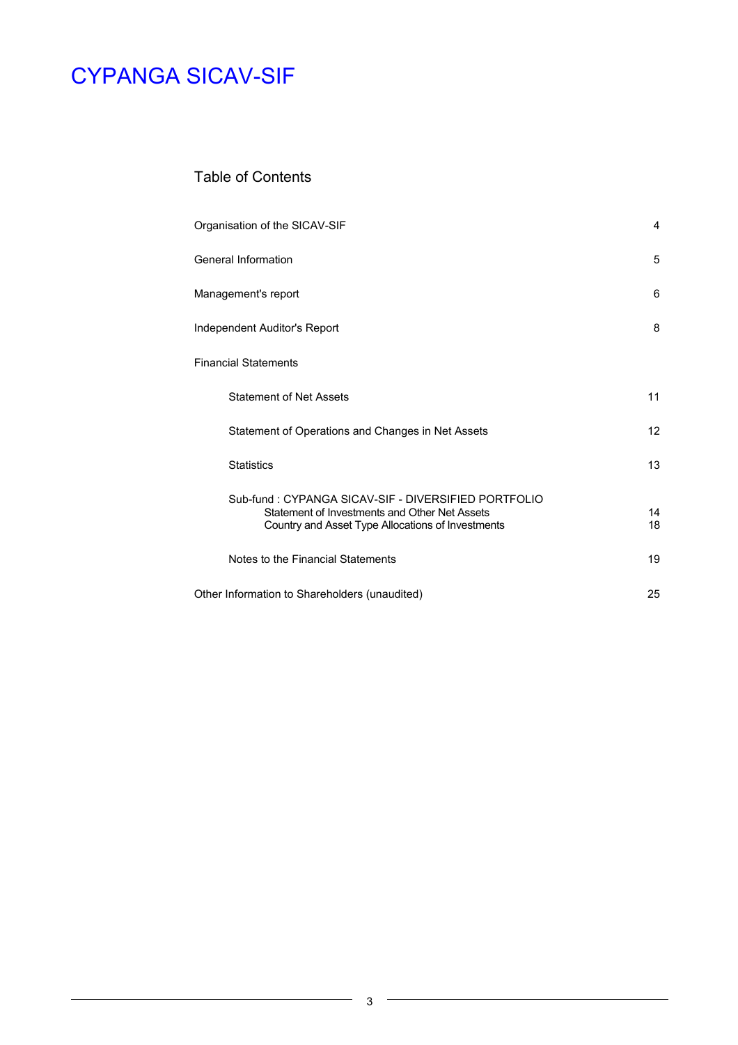# CYPANGA SICAV-SIF

## Table of Contents

| | |
|---|---|
| Organisation of the SICAV-SIF | 4 |
| General Information | 5 |
| Management's report | 6 |
| Independent Auditor's Report | 8 |
| Financial Statements | |
| Statement of Net Assets | 11 |
| Statement of Operations and Changes in Net Assets | 12 |
| Statistics | 13 |
| Sub-fund : CYPANGA SICAV-SIF - DIVERSIFIED PORTFOLIO | |
| Statement of Investments and Other Net Assets | 14 |
| Country and Asset Type Allocations of Investments | 18 |
| Notes to the Financial Statements | 19 |
| Other Information to Shareholders (unaudited) | 25 |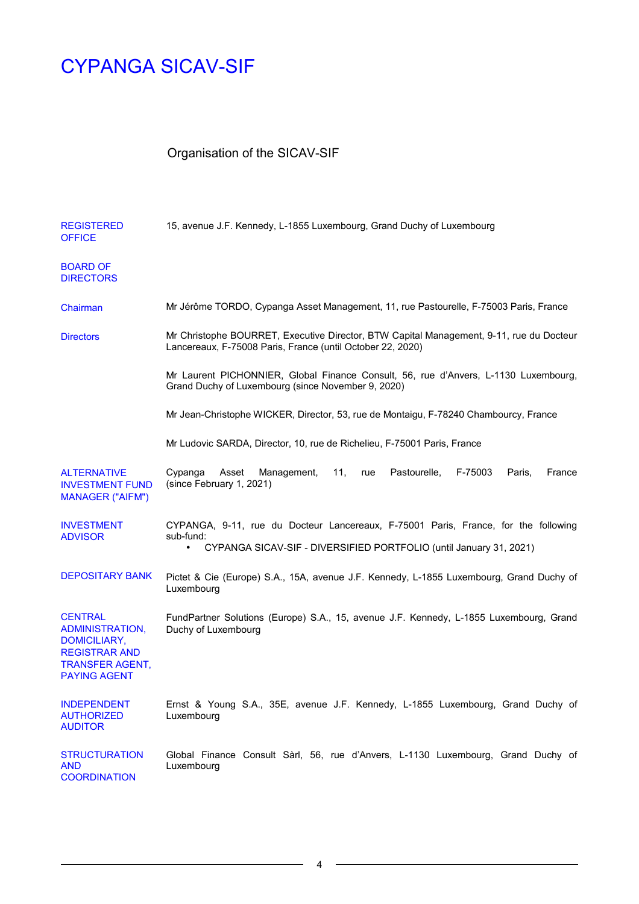# CYPANGA SICAV-SIF

## Organisation of the SICAV-SIF

| | |
|---|---|
| REGISTERED OFFICE | 15, avenue J.F. Kennedy, L-1855 Luxembourg, Grand Duchy of Luxembourg |
| BOARD OF DIRECTORS | |
| Chairman | Mr Jérôme TORDO, Cypanga Asset Management, 11, rue Pastourelle, F-75003 Paris, France |
| Directors | Mr Christophe BOURRET, Executive Director, BTW Capital Management, 9-11, rue du Docteur Lancereaux, F-75008 Paris, France (until October 22, 2020) |
| | Mr Laurent PICHONNIER, Global Finance Consult, 56, rue d'Anvers, L-1130 Luxembourg, Grand Duchy of Luxembourg (since November 9, 2020) |
| | Mr Jean-Christophe WICKER, Director, 53, rue de Montaigu, F-78240 Chambourcy, France |
| | Mr Ludovic SARDA, Director, 10, rue de Richelieu, F-75001 Paris, France |
| ALTERNATIVE INVESTMENT FUND MANAGER ("AIFM") | Cypanga Asset Management, 11, rue Pastourelle, F-75003 Paris, France (since February 1, 2021) |
| INVESTMENT ADVISOR | CYPANGA, 9-11, rue du Docteur Lancereaux, F-75001 Paris, France, for the following sub-fund:<br>• CYPANGA SICAV-SIF - DIVERSIFIED PORTFOLIO (until January 31, 2021) |
| DEPOSITARY BANK | Pictet & Cie (Europe) S.A., 15A, avenue J.F. Kennedy, L-1855 Luxembourg, Grand Duchy of Luxembourg |
| CENTRAL ADMINISTRATION, DOMICILIARY, REGISTRAR AND TRANSFER AGENT, PAYING AGENT | FundPartner Solutions (Europe) S.A., 15, avenue J.F. Kennedy, L-1855 Luxembourg, Grand Duchy of Luxembourg |
| INDEPENDENT AUTHORIZED AUDITOR | Ernst & Young S.A., 35E, avenue J.F. Kennedy, L-1855 Luxembourg, Grand Duchy of Luxembourg |
| STRUCTURATION AND COORDINATION | Global Finance Consult Sàrl, 56, rue d'Anvers, L-1130 Luxembourg, Grand Duchy of Luxembourg |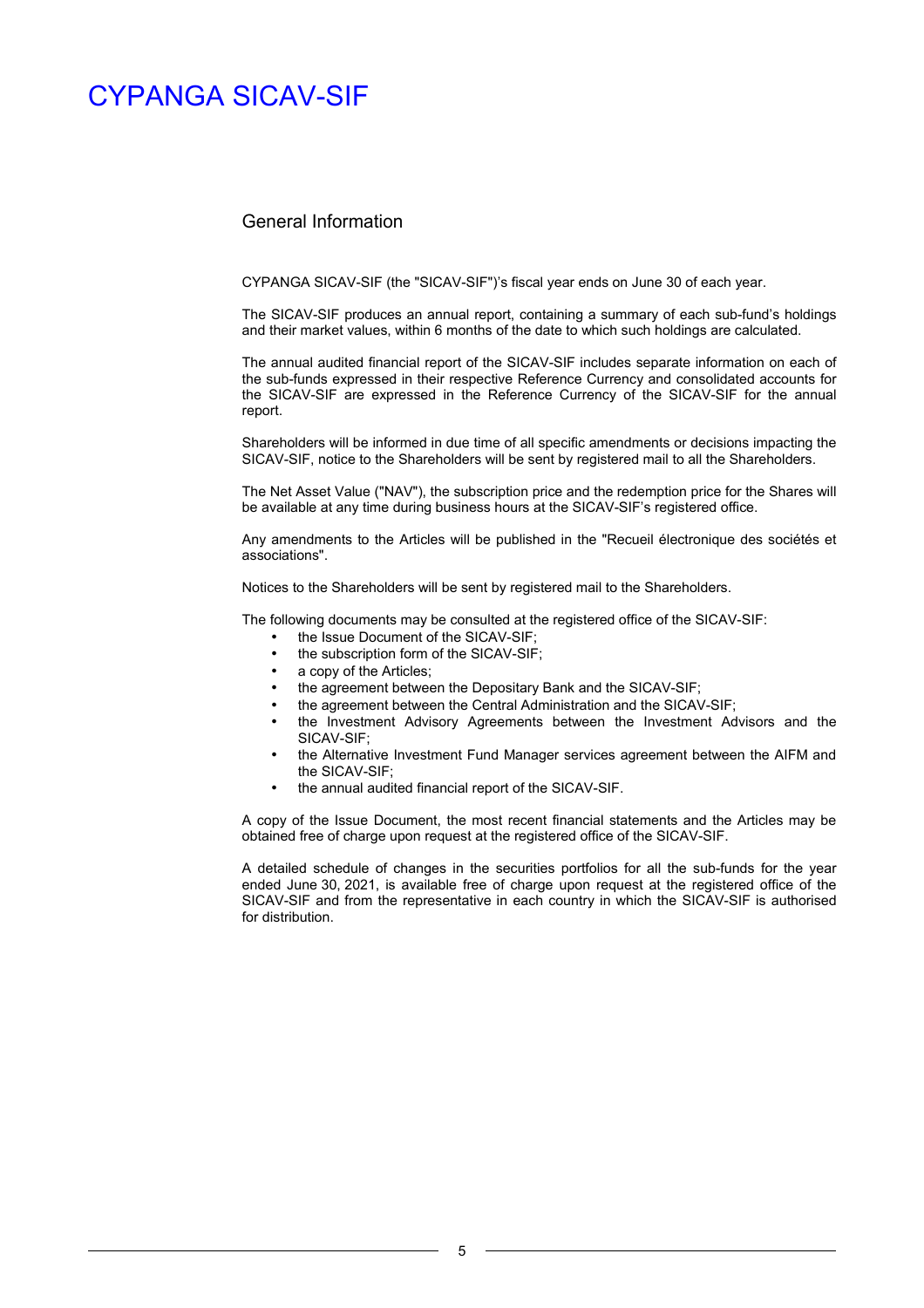# CYPANGA SICAV-SIF

## General Information

CYPANGA SICAV-SIF (the "SICAV-SIF")'s fiscal year ends on June 30 of each year.

The SICAV-SIF produces an annual report, containing a summary of each sub-fund's holdings and their market values, within 6 months of the date to which such holdings are calculated.

The annual audited financial report of the SICAV-SIF includes separate information on each of the sub-funds expressed in their respective Reference Currency and consolidated accounts for the SICAV-SIF are expressed in the Reference Currency of the SICAV-SIF for the annual report.

Shareholders will be informed in due time of all specific amendments or decisions impacting the SICAV-SIF, notice to the Shareholders will be sent by registered mail to all the Shareholders.

The Net Asset Value ("NAV"), the subscription price and the redemption price for the Shares will be available at any time during business hours at the SICAV-SIF's registered office.

Any amendments to the Articles will be published in the "Recueil électronique des sociétés et associations".

Notices to the Shareholders will be sent by registered mail to the Shareholders.

The following documents may be consulted at the registered office of the SICAV-SIF:

- the Issue Document of the SICAV-SIF;
- the subscription form of the SICAV-SIF;
- a copy of the Articles;
- the agreement between the Depositary Bank and the SICAV-SIF;
- the agreement between the Central Administration and the SICAV-SIF;
- the Investment Advisory Agreements between the Investment Advisors and the SICAV-SIF;
- the Alternative Investment Fund Manager services agreement between the AIFM and the SICAV-SIF;
- the annual audited financial report of the SICAV-SIF.

A copy of the Issue Document, the most recent financial statements and the Articles may be obtained free of charge upon request at the registered office of the SICAV-SIF.

A detailed schedule of changes in the securities portfolios for all the sub-funds for the year ended June 30, 2021, is available free of charge upon request at the registered office of the SICAV-SIF and from the representative in each country in which the SICAV-SIF is authorised for distribution.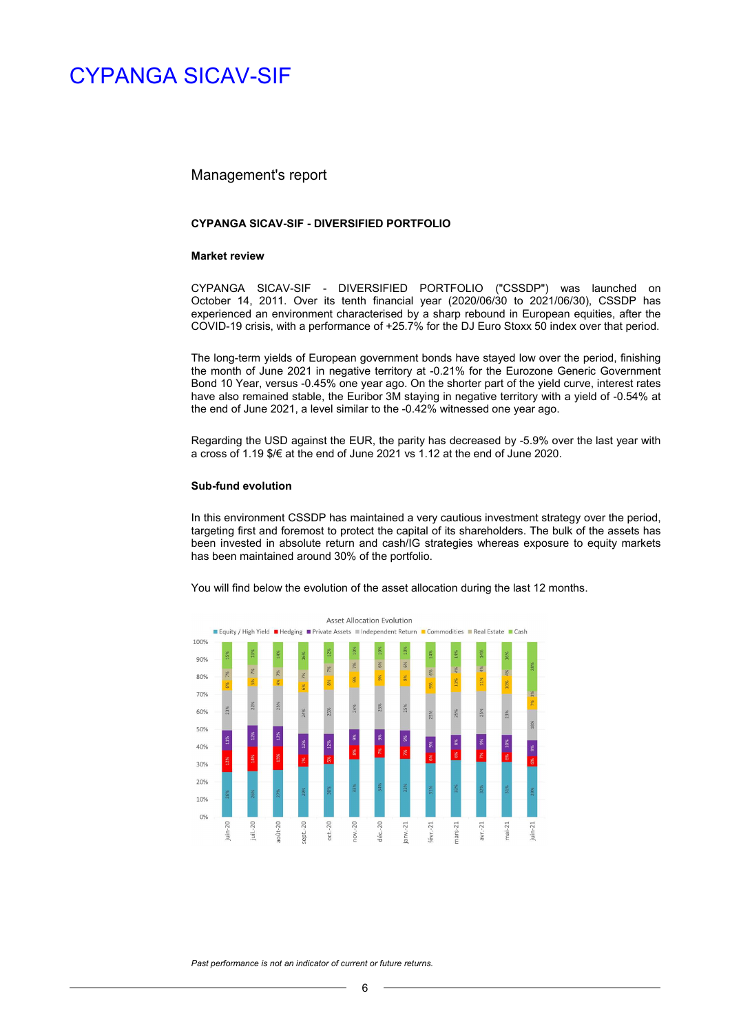Management's report

**CYPANGA SICAV-SIF - DIVERSIFIED PORTFOLIO**

**Market review**

CYPANGA SICAV-SIF - DIVERSIFIED PORTFOLIO ("CSSDP") was launched on October 14, 2011. Over its tenth financial year (2020/06/30 to 2021/06/30), CSSDP has experienced an environment characterised by a sharp rebound in European equities, after the COVID-19 crisis, with a performance of +25.7% for the DJ Euro Stoxx 50 index over that period.

The long-term yields of European government bonds have stayed low over the period, finishing the month of June 2021 in negative territory at -0.21% for the Eurozone Generic Government Bond 10 Year, versus -0.45% one year ago. On the shorter part of the yield curve, interest rates have also remained stable, the Euribor 3M staying in negative territory with a yield of -0.54% at the end of June 2021, a level similar to the -0.42% witnessed one year ago.

Regarding the USD against the EUR, the parity has decreased by -5.9% over the last year with a cross of 1.19 $/€ at the end of June 2021 vs 1.12 at the end of June 2020.

**Sub-fund evolution**

In this environment CSSDP has maintained a very cautious investment strategy over the period, targeting first and foremost to protect the capital of its shareholders. The bulk of the assets has been invested in absolute return and cash/IG strategies whereas exposure to equity markets has been maintained around 30% of the portfolio.

You will find below the evolution of the asset allocation during the last 12 months.

Asset Allocation Evolution

Equity / High Yield · Hedging · Private Assets · Independent Return · Commodities · Real Estate · Cash

100% 90% 80% 70% 60% 50% 40% 30% 20% 10% 0%

juin-20 juil.-20 août-20 sept.-20 oct.-20 nov.-20 déc.-20 janv.-21 févr.-21 mars-21 avr.-21 mai-21 juin-21

*Past performance is not an indicator of current or future returns.*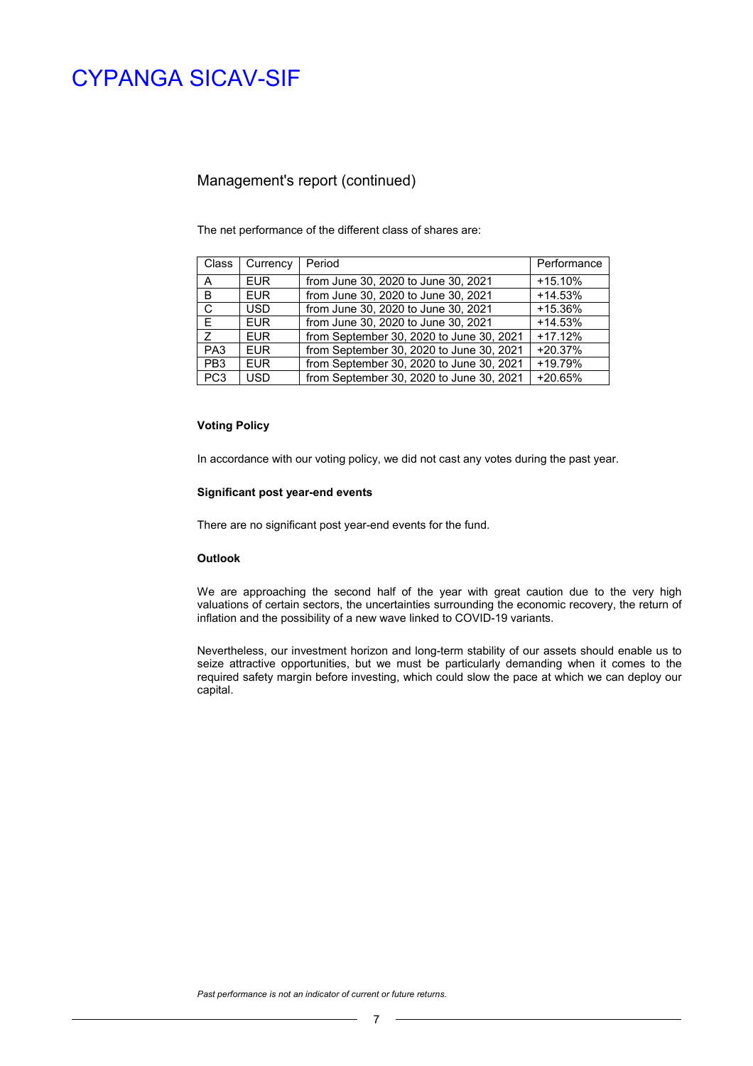# CYPANGA SICAV-SIF

## Management's report (continued)

The net performance of the different class of shares are:

| Class | Currency | Period | Performance |
| --- | --- | --- | --- |
| A | EUR | from June 30, 2020 to June 30, 2021 | +15.10% |
| B | EUR | from June 30, 2020 to June 30, 2021 | +14.53% |
| C | USD | from June 30, 2020 to June 30, 2021 | +15.36% |
| E | EUR | from June 30, 2020 to June 30, 2021 | +14.53% |
| Z | EUR | from September 30, 2020 to June 30, 2021 | +17.12% |
| PA3 | EUR | from September 30, 2020 to June 30, 2021 | +20.37% |
| PB3 | EUR | from September 30, 2020 to June 30, 2021 | +19.79% |
| PC3 | USD | from September 30, 2020 to June 30, 2021 | +20.65% |

**Voting Policy**

In accordance with our voting policy, we did not cast any votes during the past year.

**Significant post year-end events**

There are no significant post year-end events for the fund.

**Outlook**

We are approaching the second half of the year with great caution due to the very high valuations of certain sectors, the uncertainties surrounding the economic recovery, the return of inflation and the possibility of a new wave linked to COVID-19 variants.

Nevertheless, our investment horizon and long-term stability of our assets should enable us to seize attractive opportunities, but we must be particularly demanding when it comes to the required safety margin before investing, which could slow the pace at which we can deploy our capital.

*Past performance is not an indicator of current or future returns.*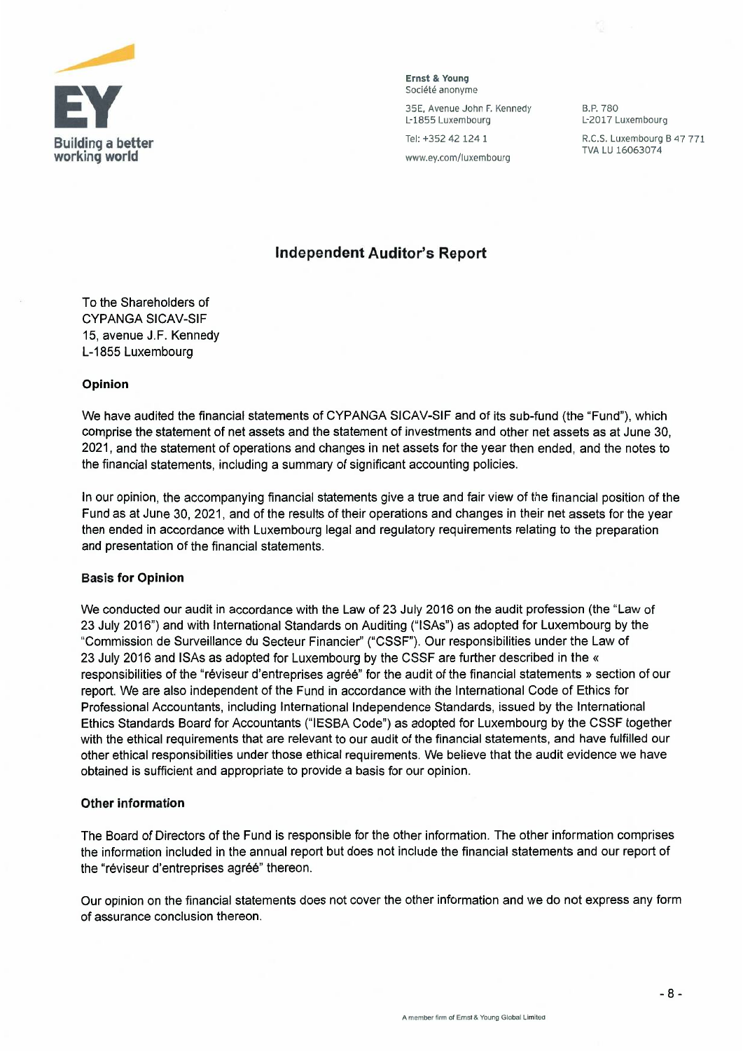**Ernst & Young**
Société anonyme

35E, Avenue John F. Kennedy
L-1855 Luxembourg

Tel: +352 42 124 1

www.ey.com/luxembourg

B.P. 780
L-2017 Luxembourg

R.C.S. Luxembourg B 47 771
TVA LU 16063074

## Independent Auditor's Report

To the Shareholders of
CYPANGA SICAV-SIF
15, avenue J.F. Kennedy
L-1855 Luxembourg

### Opinion

We have audited the financial statements of CYPANGA SICAV-SIF and of its sub-fund (the "Fund"), which comprise the statement of net assets and the statement of investments and other net assets as at June 30, 2021, and the statement of operations and changes in net assets for the year then ended, and the notes to the financial statements, including a summary of significant accounting policies.

In our opinion, the accompanying financial statements give a true and fair view of the financial position of the Fund as at June 30, 2021, and of the results of their operations and changes in their net assets for the year then ended in accordance with Luxembourg legal and regulatory requirements relating to the preparation and presentation of the financial statements.

### Basis for Opinion

We conducted our audit in accordance with the Law of 23 July 2016 on the audit profession (the "Law of 23 July 2016") and with International Standards on Auditing ("ISAs") as adopted for Luxembourg by the "Commission de Surveillance du Secteur Financier" ("CSSF"). Our responsibilities under the Law of 23 July 2016 and ISAs as adopted for Luxembourg by the CSSF are further described in the « responsibilities of the "réviseur d'entreprises agréé" for the audit of the financial statements » section of our report. We are also independent of the Fund in accordance with the International Code of Ethics for Professional Accountants, including International Independence Standards, issued by the International Ethics Standards Board for Accountants ("IESBA Code") as adopted for Luxembourg by the CSSF together with the ethical requirements that are relevant to our audit of the financial statements, and have fulfilled our other ethical responsibilities under those ethical requirements. We believe that the audit evidence we have obtained is sufficient and appropriate to provide a basis for our opinion.

### Other information

The Board of Directors of the Fund is responsible for the other information. The other information comprises the information included in the annual report but does not include the financial statements and our report of the "réviseur d'entreprises agréé" thereon.

Our opinion on the financial statements does not cover the other information and we do not express any form of assurance conclusion thereon.

A member firm of Ernst & Young Global Limited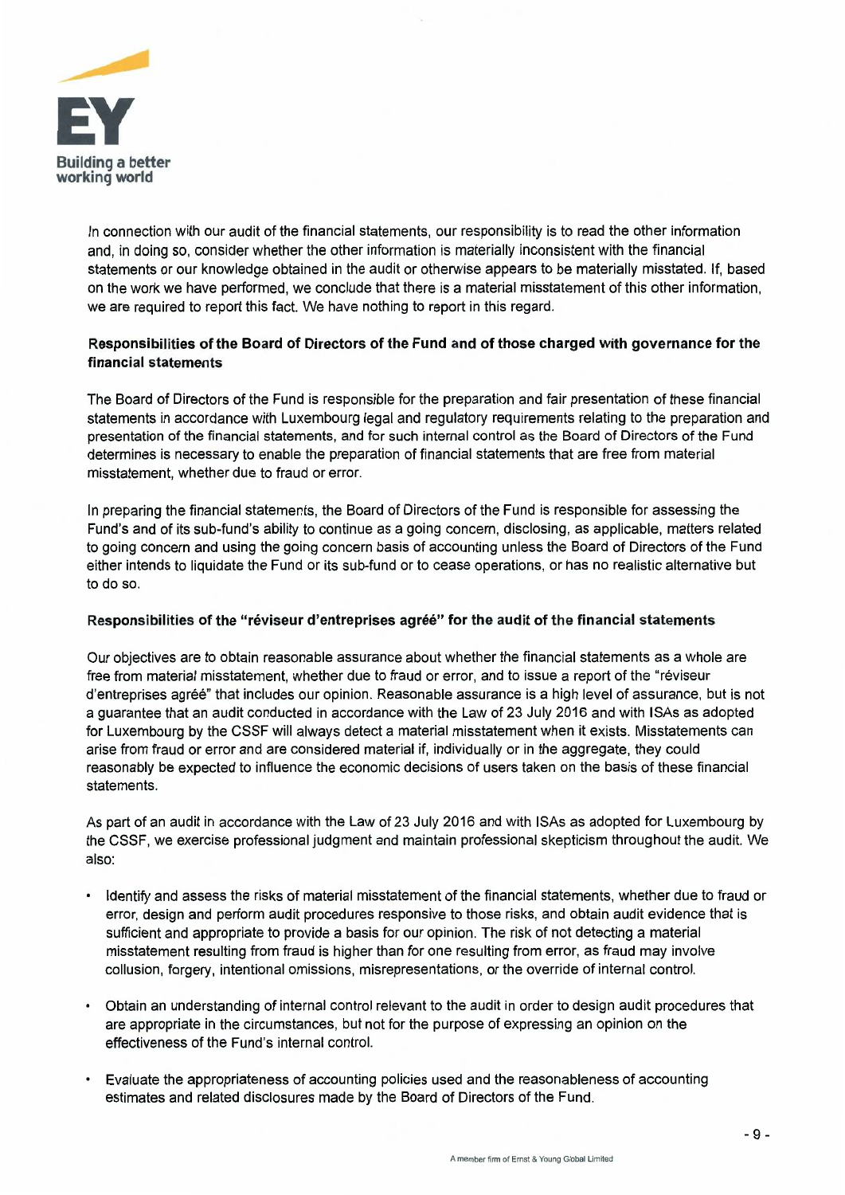In connection with our audit of the financial statements, our responsibility is to read the other information and, in doing so, consider whether the other information is materially inconsistent with the financial statements or our knowledge obtained in the audit or otherwise appears to be materially misstated. If, based on the work we have performed, we conclude that there is a material misstatement of this other information, we are required to report this fact. We have nothing to report in this regard.

**Responsibilities of the Board of Directors of the Fund and of those charged with governance for the financial statements**

The Board of Directors of the Fund is responsible for the preparation and fair presentation of these financial statements in accordance with Luxembourg legal and regulatory requirements relating to the preparation and presentation of the financial statements, and for such internal control as the Board of Directors of the Fund determines is necessary to enable the preparation of financial statements that are free from material misstatement, whether due to fraud or error.

In preparing the financial statements, the Board of Directors of the Fund is responsible for assessing the Fund's and of its sub-fund's ability to continue as a going concern, disclosing, as applicable, matters related to going concern and using the going concern basis of accounting unless the Board of Directors of the Fund either intends to liquidate the Fund or its sub-fund or to cease operations, or has no realistic alternative but to do so.

**Responsibilities of the "réviseur d'entreprises agréé" for the audit of the financial statements**

Our objectives are to obtain reasonable assurance about whether the financial statements as a whole are free from material misstatement, whether due to fraud or error, and to issue a report of the "réviseur d'entreprises agréé" that includes our opinion. Reasonable assurance is a high level of assurance, but is not a guarantee that an audit conducted in accordance with the Law of 23 July 2016 and with ISAs as adopted for Luxembourg by the CSSF will always detect a material misstatement when it exists. Misstatements can arise from fraud or error and are considered material if, individually or in the aggregate, they could reasonably be expected to influence the economic decisions of users taken on the basis of these financial statements.

As part of an audit in accordance with the Law of 23 July 2016 and with ISAs as adopted for Luxembourg by the CSSF, we exercise professional judgment and maintain professional skepticism throughout the audit. We also:

- Identify and assess the risks of material misstatement of the financial statements, whether due to fraud or error, design and perform audit procedures responsive to those risks, and obtain audit evidence that is sufficient and appropriate to provide a basis for our opinion. The risk of not detecting a material misstatement resulting from fraud is higher than for one resulting from error, as fraud may involve collusion, forgery, intentional omissions, misrepresentations, or the override of internal control.

- Obtain an understanding of internal control relevant to the audit in order to design audit procedures that are appropriate in the circumstances, but not for the purpose of expressing an opinion on the effectiveness of the Fund's internal control.

- Evaluate the appropriateness of accounting policies used and the reasonableness of accounting estimates and related disclosures made by the Board of Directors of the Fund.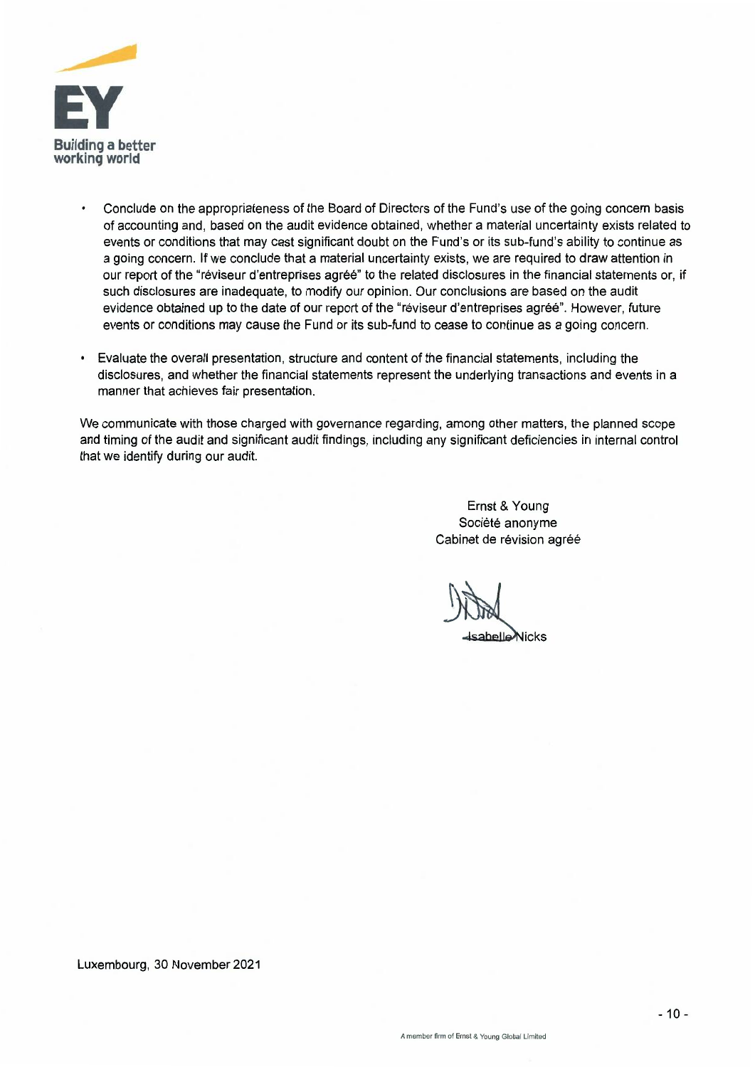- Conclude on the appropriateness of the Board of Directors of the Fund's use of the going concern basis of accounting and, based on the audit evidence obtained, whether a material uncertainty exists related to events or conditions that may cast significant doubt on the Fund's or its sub-fund's ability to continue as a going concern. If we conclude that a material uncertainty exists, we are required to draw attention in our report of the "réviseur d'entreprises agréé" to the related disclosures in the financial statements or, if such disclosures are inadequate, to modify our opinion. Our conclusions are based on the audit evidence obtained up to the date of our report of the "réviseur d'entreprises agréé". However, future events or conditions may cause the Fund or its sub-fund to cease to continue as a going concern.

- Evaluate the overall presentation, structure and content of the financial statements, including the disclosures, and whether the financial statements represent the underlying transactions and events in a manner that achieves fair presentation.

We communicate with those charged with governance regarding, among other matters, the planned scope and timing of the audit and significant audit findings, including any significant deficiencies in internal control that we identify during our audit.

Ernst & Young
Société anonyme
Cabinet de révision agréé

Isabelle Nicks

Luxembourg, 30 November 2021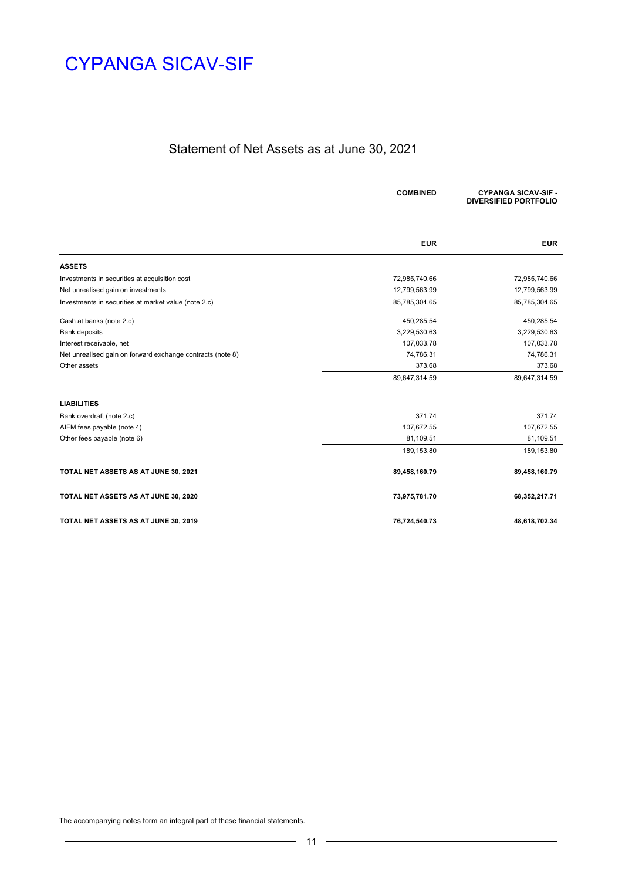# CYPANGA SICAV-SIF

## Statement of Net Assets as at June 30, 2021

| | **COMBINED** | **CYPANGA SICAV-SIF - DIVERSIFIED PORTFOLIO** |
|---|---|---|
| | **EUR** | **EUR** |
| **ASSETS** | | |
| Investments in securities at acquisition cost | 72,985,740.66 | 72,985,740.66 |
| Net unrealised gain on investments | 12,799,563.99 | 12,799,563.99 |
| Investments in securities at market value (note 2.c) | 85,785,304.65 | 85,785,304.65 |
| Cash at banks (note 2.c) | 450,285.54 | 450,285.54 |
| Bank deposits | 3,229,530.63 | 3,229,530.63 |
| Interest receivable, net | 107,033.78 | 107,033.78 |
| Net unrealised gain on forward exchange contracts (note 8) | 74,786.31 | 74,786.31 |
| Other assets | 373.68 | 373.68 |
| | 89,647,314.59 | 89,647,314.59 |
| **LIABILITIES** | | |
| Bank overdraft (note 2.c) | 371.74 | 371.74 |
| AIFM fees payable (note 4) | 107,672.55 | 107,672.55 |
| Other fees payable (note 6) | 81,109.51 | 81,109.51 |
| | 189,153.80 | 189,153.80 |
| **TOTAL NET ASSETS AS AT JUNE 30, 2021** | **89,458,160.79** | **89,458,160.79** |
| **TOTAL NET ASSETS AS AT JUNE 30, 2020** | **73,975,781.70** | **68,352,217.71** |
| **TOTAL NET ASSETS AS AT JUNE 30, 2019** | **76,724,540.73** | **48,618,702.34** |

The accompanying notes form an integral part of these financial statements.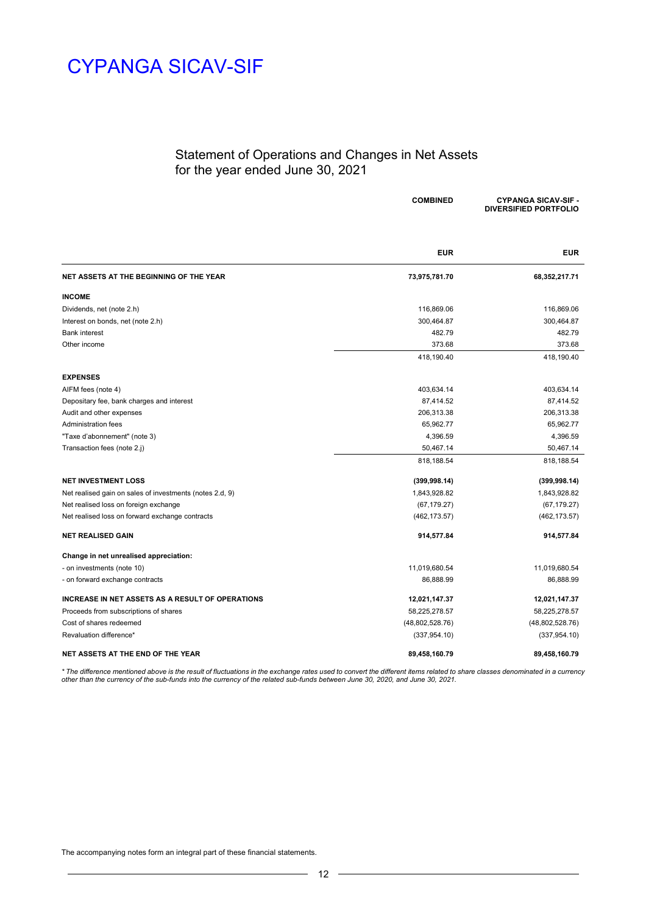# CYPANGA SICAV-SIF

## Statement of Operations and Changes in Net Assets for the year ended June 30, 2021

| | COMBINED | CYPANGA SICAV-SIF - DIVERSIFIED PORTFOLIO |
|---|---|---|
| | EUR | EUR |
| **NET ASSETS AT THE BEGINNING OF THE YEAR** | **73,975,781.70** | **68,352,217.71** |
| **INCOME** | | |
| Dividends, net (note 2.h) | 116,869.06 | 116,869.06 |
| Interest on bonds, net (note 2.h) | 300,464.87 | 300,464.87 |
| Bank interest | 482.79 | 482.79 |
| Other income | 373.68 | 373.68 |
| | 418,190.40 | 418,190.40 |
| **EXPENSES** | | |
| AIFM fees (note 4) | 403,634.14 | 403,634.14 |
| Depositary fee, bank charges and interest | 87,414.52 | 87,414.52 |
| Audit and other expenses | 206,313.38 | 206,313.38 |
| Administration fees | 65,962.77 | 65,962.77 |
| "Taxe d'abonnement" (note 3) | 4,396.59 | 4,396.59 |
| Transaction fees (note 2.j) | 50,467.14 | 50,467.14 |
| | 818,188.54 | 818,188.54 |
| **NET INVESTMENT LOSS** | **(399,998.14)** | **(399,998.14)** |
| Net realised gain on sales of investments (notes 2.d, 9) | 1,843,928.82 | 1,843,928.82 |
| Net realised loss on foreign exchange | (67,179.27) | (67,179.27) |
| Net realised loss on forward exchange contracts | (462,173.57) | (462,173.57) |
| **NET REALISED GAIN** | **914,577.84** | **914,577.84** |
| **Change in net unrealised appreciation:** | | |
| - on investments (note 10) | 11,019,680.54 | 11,019,680.54 |
| - on forward exchange contracts | 86,888.99 | 86,888.99 |
| **INCREASE IN NET ASSETS AS A RESULT OF OPERATIONS** | **12,021,147.37** | **12,021,147.37** |
| Proceeds from subscriptions of shares | 58,225,278.57 | 58,225,278.57 |
| Cost of shares redeemed | (48,802,528.76) | (48,802,528.76) |
| Revaluation difference* | (337,954.10) | (337,954.10) |
| **NET ASSETS AT THE END OF THE YEAR** | **89,458,160.79** | **89,458,160.79** |

*\* The difference mentioned above is the result of fluctuations in the exchange rates used to convert the different items related to share classes denominated in a currency other than the currency of the sub-funds into the currency of the related sub-funds between June 30, 2020, and June 30, 2021.*

The accompanying notes form an integral part of these financial statements.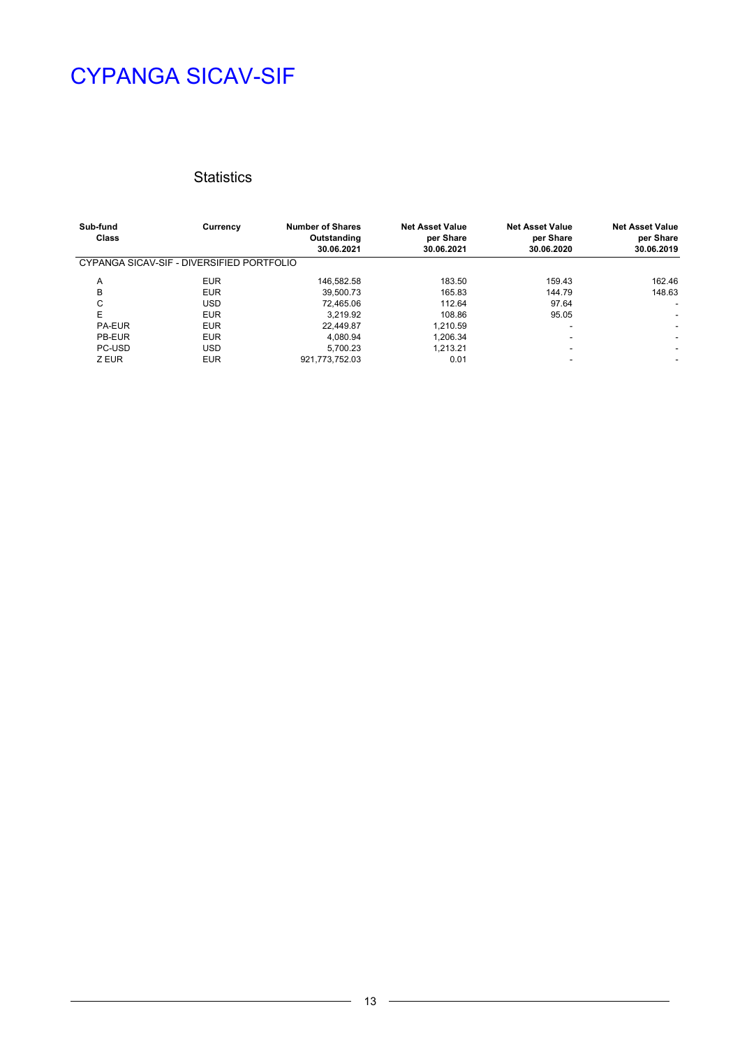# CYPANGA SICAV-SIF

## Statistics

| Sub-fund Class | Currency | Number of Shares Outstanding 30.06.2021 | Net Asset Value per Share 30.06.2021 | Net Asset Value per Share 30.06.2020 | Net Asset Value per Share 30.06.2019 |
|---|---|---|---|---|---|
| CYPANGA SICAV-SIF - DIVERSIFIED PORTFOLIO | | | | | |
| A | EUR | 146,582.58 | 183.50 | 159.43 | 162.46 |
| B | EUR | 39,500.73 | 165.83 | 144.79 | 148.63 |
| C | USD | 72,465.06 | 112.64 | 97.64 | - |
| E | EUR | 3,219.92 | 108.86 | 95.05 | - |
| PA-EUR | EUR | 22,449.87 | 1,210.59 | - | - |
| PB-EUR | EUR | 4,080.94 | 1,206.34 | - | - |
| PC-USD | USD | 5,700.23 | 1,213.21 | - | - |
| Z EUR | EUR | 921,773,752.03 | 0.01 | - | - |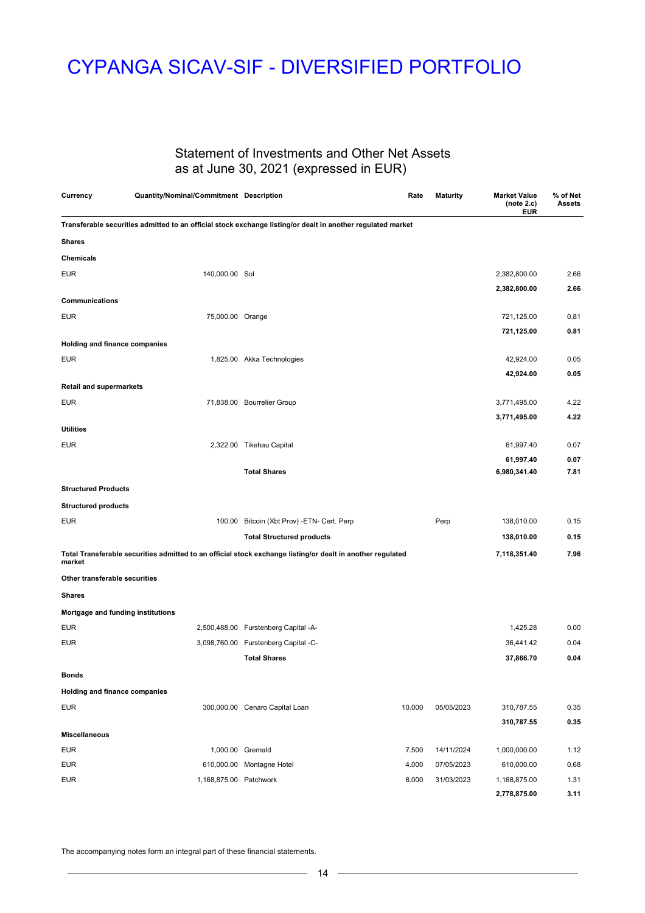# CYPANGA SICAV-SIF - DIVERSIFIED PORTFOLIO

## Statement of Investments and Other Net Assets as at June 30, 2021 (expressed in EUR)

| Currency | Quantity/Nominal/Commitment | Description | Rate | Maturity | Market Value (note 2.c) EUR | % of Net Assets |
|---|---|---|---|---|---|---|
| **Transferable securities admitted to an official stock exchange listing/or dealt in another regulated market** | | | | | | |
| **Shares** | | | | | | |
| **Chemicals** | | | | | | |
| EUR | 140,000.00 | Sol | | | 2,382,800.00 | 2.66 |
| | | | | | **2,382,800.00** | **2.66** |
| **Communications** | | | | | | |
| EUR | 75,000.00 | Orange | | | 721,125.00 | 0.81 |
| | | | | | **721,125.00** | **0.81** |
| **Holding and finance companies** | | | | | | |
| EUR | 1,825.00 | Akka Technologies | | | 42,924.00 | 0.05 |
| | | | | | **42,924.00** | **0.05** |
| **Retail and supermarkets** | | | | | | |
| EUR | 71,838.00 | Bourrelier Group | | | 3,771,495.00 | 4.22 |
| | | | | | **3,771,495.00** | **4.22** |
| **Utilities** | | | | | | |
| EUR | 2,322.00 | Tikehau Capital | | | 61,997.40 | 0.07 |
| | | | | | **61,997.40** | **0.07** |
| | | **Total Shares** | | | **6,980,341.40** | **7.81** |
| **Structured Products** | | | | | | |
| **Structured products** | | | | | | |
| EUR | 100.00 | Bitcoin (Xbt Prov) -ETN- Cert. Perp | | Perp | 138,010.00 | 0.15 |
| | | **Total Structured products** | | | **138,010.00** | **0.15** |
| **Total Transferable securities admitted to an official stock exchange listing/or dealt in another regulated market** | | | | | **7,118,351.40** | **7.96** |
| **Other transferable securities** | | | | | | |
| **Shares** | | | | | | |
| **Mortgage and funding institutions** | | | | | | |
| EUR | 2,500,488.00 | Furstenberg Capital -A- | | | 1,425.28 | 0.00 |
| EUR | 3,098,760.00 | Furstenberg Capital -C- | | | 36,441.42 | 0.04 |
| | | **Total Shares** | | | **37,866.70** | **0.04** |
| **Bonds** | | | | | | |
| **Holding and finance companies** | | | | | | |
| EUR | 300,000.00 | Cenaro Capital Loan | 10.000 | 05/05/2023 | 310,787.55 | 0.35 |
| | | | | | **310,787.55** | **0.35** |
| **Miscellaneous** | | | | | | |
| EUR | 1,000.00 | Gremald | 7.500 | 14/11/2024 | 1,000,000.00 | 1.12 |
| EUR | 610,000.00 | Montagne Hotel | 4.000 | 07/05/2023 | 610,000.00 | 0.68 |
| EUR | 1,168,875.00 | Patchwork | 8.000 | 31/03/2023 | 1,168,875.00 | 1.31 |
| | | | | | **2,778,875.00** | **3.11** |

The accompanying notes form an integral part of these financial statements.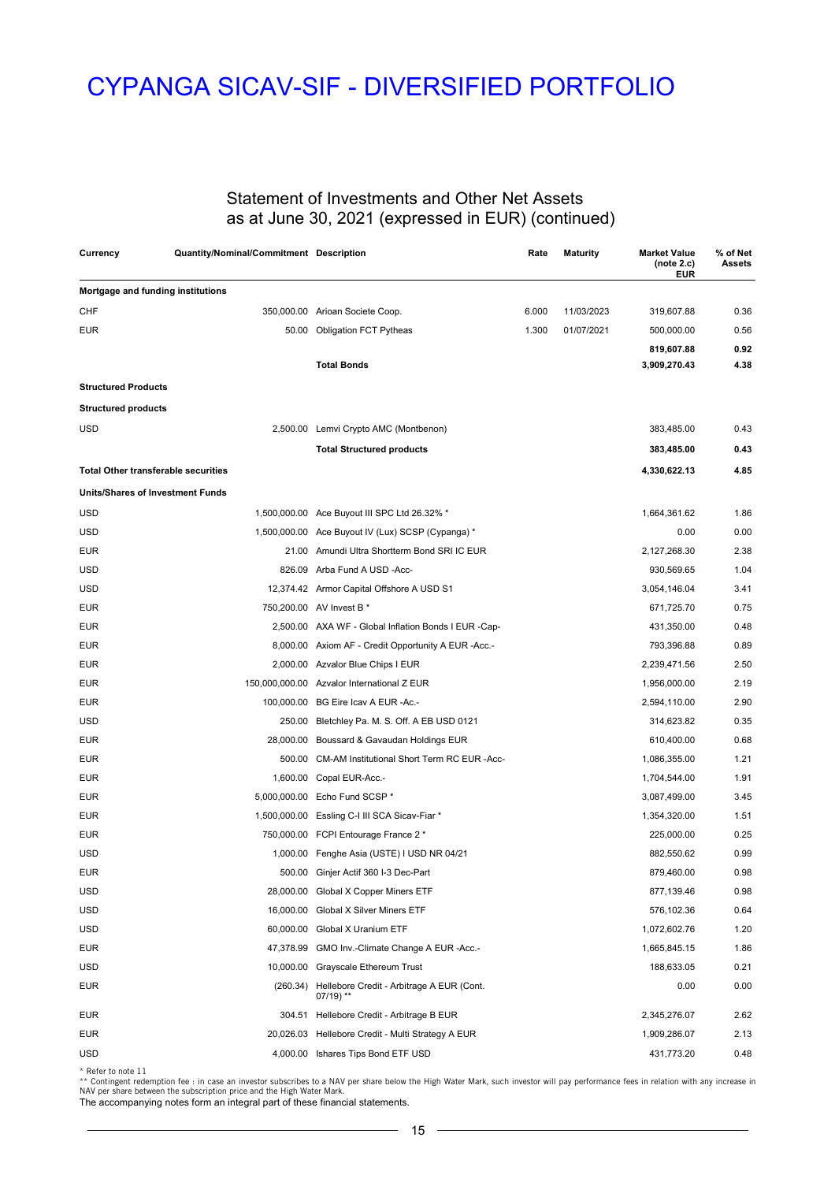# CYPANGA SICAV-SIF - DIVERSIFIED PORTFOLIO

## Statement of Investments and Other Net Assets as at June 30, 2021 (expressed in EUR) (continued)

| Currency | Quantity/Nominal/Commitment | Description | Rate | Maturity | Market Value (note 2.c) EUR | % of Net Assets |
|---|---|---|---|---|---|---|
| **Mortgage and funding institutions** | | | | | | |
| CHF | 350,000.00 | Arioan Societe Coop. | 6.000 | 11/03/2023 | 319,607.88 | 0.36 |
| EUR | 50.00 | Obligation FCT Pytheas | 1.300 | 01/07/2021 | 500,000.00 | 0.56 |
| | | | | | **819,607.88** | **0.92** |
| | | **Total Bonds** | | | **3,909,270.43** | **4.38** |
| **Structured Products** | | | | | | |
| **Structured products** | | | | | | |
| USD | 2,500.00 | Lemvi Crypto AMC (Montbenon) | | | 383,485.00 | 0.43 |
| | | **Total Structured products** | | | **383,485.00** | **0.43** |
| **Total Other transferable securities** | | | | | **4,330,622.13** | **4.85** |
| **Units/Shares of Investment Funds** | | | | | | |
| USD | 1,500,000.00 | Ace Buyout III SPC Ltd 26.32% * | | | 1,664,361.62 | 1.86 |
| USD | 1,500,000.00 | Ace Buyout IV (Lux) SCSP (Cypanga) * | | | 0.00 | 0.00 |
| EUR | 21.00 | Amundi Ultra Shortterm Bond SRI IC EUR | | | 2,127,268.30 | 2.38 |
| USD | 826.09 | Arba Fund A USD -Acc- | | | 930,569.65 | 1.04 |
| USD | 12,374.42 | Armor Capital Offshore A USD S1 | | | 3,054,146.04 | 3.41 |
| EUR | 750,200.00 | AV Invest B * | | | 671,725.70 | 0.75 |
| EUR | 2,500.00 | AXA WF - Global Inflation Bonds I EUR -Cap- | | | 431,350.00 | 0.48 |
| EUR | 8,000.00 | Axiom AF - Credit Opportunity A EUR -Acc.- | | | 793,396.88 | 0.89 |
| EUR | 2,000.00 | Azvalor Blue Chips I EUR | | | 2,239,471.56 | 2.50 |
| EUR | 150,000,000.00 | Azvalor International Z EUR | | | 1,956,000.00 | 2.19 |
| EUR | 100,000.00 | BG Eire Icav A EUR -Ac.- | | | 2,594,110.00 | 2.90 |
| USD | 250.00 | Bletchley Pa. M. S. Off. A EB USD 0121 | | | 314,623.82 | 0.35 |
| EUR | 28,000.00 | Boussard & Gavaudan Holdings EUR | | | 610,400.00 | 0.68 |
| EUR | 500.00 | CM-AM Institutional Short Term RC EUR -Acc- | | | 1,086,355.00 | 1.21 |
| EUR | 1,600.00 | Copal EUR-Acc.- | | | 1,704,544.00 | 1.91 |
| EUR | 5,000,000.00 | Echo Fund SCSP * | | | 3,087,499.00 | 3.45 |
| EUR | 1,500,000.00 | Essling C-I III SCA Sicav-Fiar * | | | 1,354,320.00 | 1.51 |
| EUR | 750,000.00 | FCPI Entourage France 2 * | | | 225,000.00 | 0.25 |
| USD | 1,000.00 | Fenghe Asia (USTE) I USD NR 04/21 | | | 882,550.62 | 0.99 |
| EUR | 500.00 | Ginjer Actif 360 I-3 Dec-Part | | | 879,460.00 | 0.98 |
| USD | 28,000.00 | Global X Copper Miners ETF | | | 877,139.46 | 0.98 |
| USD | 16,000.00 | Global X Silver Miners ETF | | | 576,102.36 | 0.64 |
| USD | 60,000.00 | Global X Uranium ETF | | | 1,072,602.76 | 1.20 |
| EUR | 47,378.99 | GMO Inv.-Climate Change A EUR -Acc.- | | | 1,665,845.15 | 1.86 |
| USD | 10,000.00 | Grayscale Ethereum Trust | | | 188,633.05 | 0.21 |
| EUR | (260.34) | Hellebore Credit - Arbitrage A EUR (Cont. 07/19) ** | | | 0.00 | 0.00 |
| EUR | 304.51 | Hellebore Credit - Arbitrage B EUR | | | 2,345,276.07 | 2.62 |
| EUR | 20,026.03 | Hellebore Credit - Multi Strategy A EUR | | | 1,909,286.07 | 2.13 |
| USD | 4,000.00 | Ishares Tips Bond ETF USD | | | 431,773.20 | 0.48 |

* Refer to note 11

** Contingent redemption fee : in case an investor subscribes to a NAV per share below the High Water Mark, such investor will pay performance fees in relation with any increase in NAV per share between the subscription price and the High Water Mark.

The accompanying notes form an integral part of these financial statements.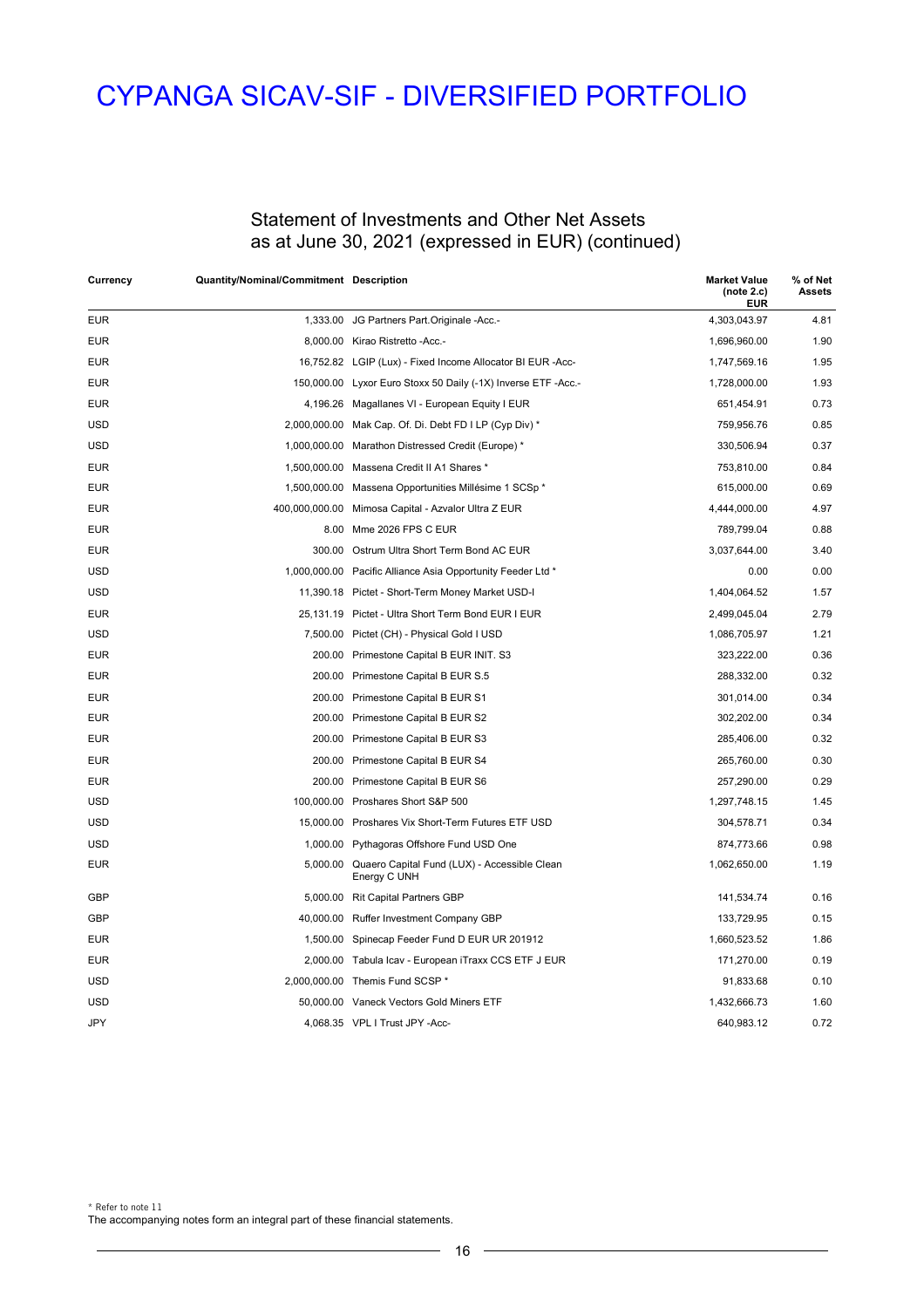# CYPANGA SICAV-SIF - DIVERSIFIED PORTFOLIO

## Statement of Investments and Other Net Assets as at June 30, 2021 (expressed in EUR) (continued)

| Currency | Quantity/Nominal/Commitment | Description | Market Value (note 2.c) EUR | % of Net Assets |
|---|---|---|---|---|
| EUR | 1,333.00 | JG Partners Part.Originale -Acc.- | 4,303,043.97 | 4.81 |
| EUR | 8,000.00 | Kirao Ristretto -Acc.- | 1,696,960.00 | 1.90 |
| EUR | 16,752.82 | LGIP (Lux) - Fixed Income Allocator BI EUR -Acc- | 1,747,569.16 | 1.95 |
| EUR | 150,000.00 | Lyxor Euro Stoxx 50 Daily (-1X) Inverse ETF -Acc.- | 1,728,000.00 | 1.93 |
| EUR | 4,196.26 | Magallanes VI - European Equity I EUR | 651,454.91 | 0.73 |
| USD | 2,000,000.00 | Mak Cap. Of. Di. Debt FD I LP (Cyp Div) * | 759,956.76 | 0.85 |
| USD | 1,000,000.00 | Marathon Distressed Credit (Europe) * | 330,506.94 | 0.37 |
| EUR | 1,500,000.00 | Massena Credit II A1 Shares * | 753,810.00 | 0.84 |
| EUR | 1,500,000.00 | Massena Opportunities Millésime 1 SCSp * | 615,000.00 | 0.69 |
| EUR | 400,000,000.00 | Mimosa Capital - Azvalor Ultra Z EUR | 4,444,000.00 | 4.97 |
| EUR | 8.00 | Mme 2026 FPS C EUR | 789,799.04 | 0.88 |
| EUR | 300.00 | Ostrum Ultra Short Term Bond AC EUR | 3,037,644.00 | 3.40 |
| USD | 1,000,000.00 | Pacific Alliance Asia Opportunity Feeder Ltd * | 0.00 | 0.00 |
| USD | 11,390.18 | Pictet - Short-Term Money Market USD-I | 1,404,064.52 | 1.57 |
| EUR | 25,131.19 | Pictet - Ultra Short Term Bond EUR I EUR | 2,499,045.04 | 2.79 |
| USD | 7,500.00 | Pictet (CH) - Physical Gold I USD | 1,086,705.97 | 1.21 |
| EUR | 200.00 | Primestone Capital B EUR INIT. S3 | 323,222.00 | 0.36 |
| EUR | 200.00 | Primestone Capital B EUR S.5 | 288,332.00 | 0.32 |
| EUR | 200.00 | Primestone Capital B EUR S1 | 301,014.00 | 0.34 |
| EUR | 200.00 | Primestone Capital B EUR S2 | 302,202.00 | 0.34 |
| EUR | 200.00 | Primestone Capital B EUR S3 | 285,406.00 | 0.32 |
| EUR | 200.00 | Primestone Capital B EUR S4 | 265,760.00 | 0.30 |
| EUR | 200.00 | Primestone Capital B EUR S6 | 257,290.00 | 0.29 |
| USD | 100,000.00 | Proshares Short S&P 500 | 1,297,748.15 | 1.45 |
| USD | 15,000.00 | Proshares Vix Short-Term Futures ETF USD | 304,578.71 | 0.34 |
| USD | 1,000.00 | Pythagoras Offshore Fund USD One | 874,773.66 | 0.98 |
| EUR | 5,000.00 | Quaero Capital Fund (LUX) - Accessible Clean Energy C UNH | 1,062,650.00 | 1.19 |
| GBP | 5,000.00 | Rit Capital Partners GBP | 141,534.74 | 0.16 |
| GBP | 40,000.00 | Ruffer Investment Company GBP | 133,729.95 | 0.15 |
| EUR | 1,500.00 | Spinecap Feeder Fund D EUR UR 201912 | 1,660,523.52 | 1.86 |
| EUR | 2,000.00 | Tabula Icav - European iTraxx CCS ETF J EUR | 171,270.00 | 0.19 |
| USD | 2,000,000.00 | Themis Fund SCSP * | 91,833.68 | 0.10 |
| USD | 50,000.00 | Vaneck Vectors Gold Miners ETF | 1,432,666.73 | 1.60 |
| JPY | 4,068.35 | VPL I Trust JPY -Acc- | 640,983.12 | 0.72 |

* Refer to note 11

The accompanying notes form an integral part of these financial statements.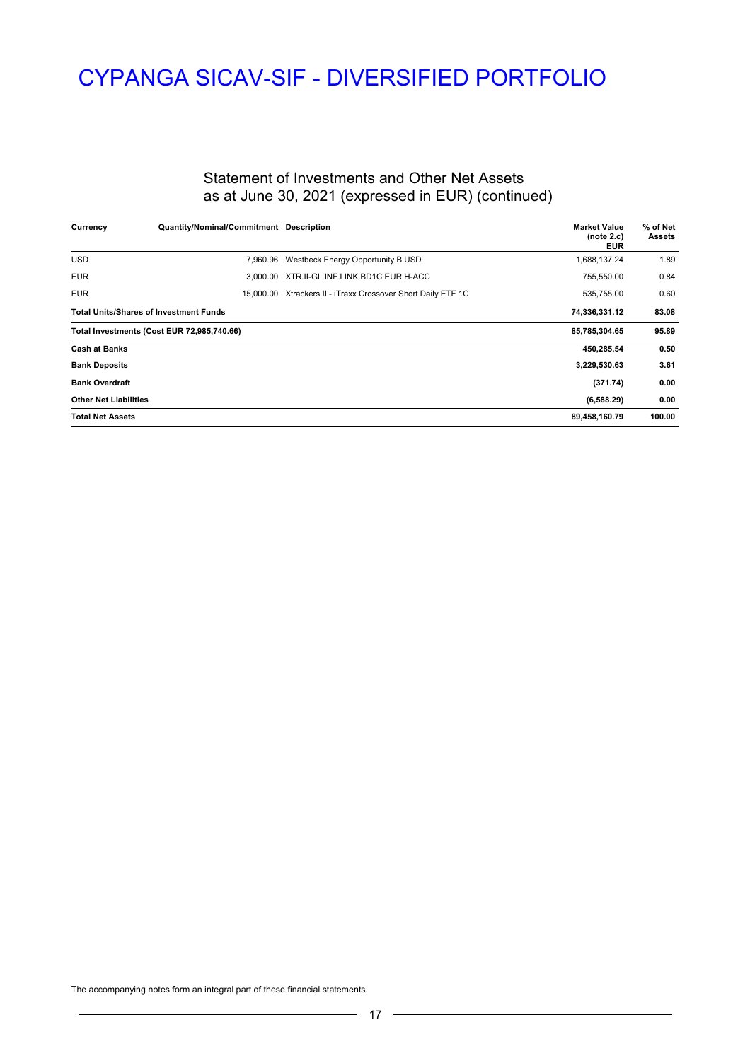# CYPANGA SICAV-SIF - DIVERSIFIED PORTFOLIO

## Statement of Investments and Other Net Assets as at June 30, 2021 (expressed in EUR) (continued)

| Currency | Quantity/Nominal/Commitment | Description | Market Value (note 2.c) EUR | % of Net Assets |
|---|---|---|---|---|
| USD | 7,960.96 | Westbeck Energy Opportunity B USD | 1,688,137.24 | 1.89 |
| EUR | 3,000.00 | XTR.II-GL.INF.LINK.BD1C EUR H-ACC | 755,550.00 | 0.84 |
| EUR | 15,000.00 | Xtrackers II - iTraxx Crossover Short Daily ETF 1C | 535,755.00 | 0.60 |
| **Total Units/Shares of Investment Funds** | | | **74,336,331.12** | **83.08** |
| **Total Investments (Cost EUR 72,985,740.66)** | | | **85,785,304.65** | **95.89** |
| **Cash at Banks** | | | **450,285.54** | **0.50** |
| **Bank Deposits** | | | **3,229,530.63** | **3.61** |
| **Bank Overdraft** | | | **(371.74)** | **0.00** |
| **Other Net Liabilities** | | | **(6,588.29)** | **0.00** |
| **Total Net Assets** | | | **89,458,160.79** | **100.00** |

The accompanying notes form an integral part of these financial statements.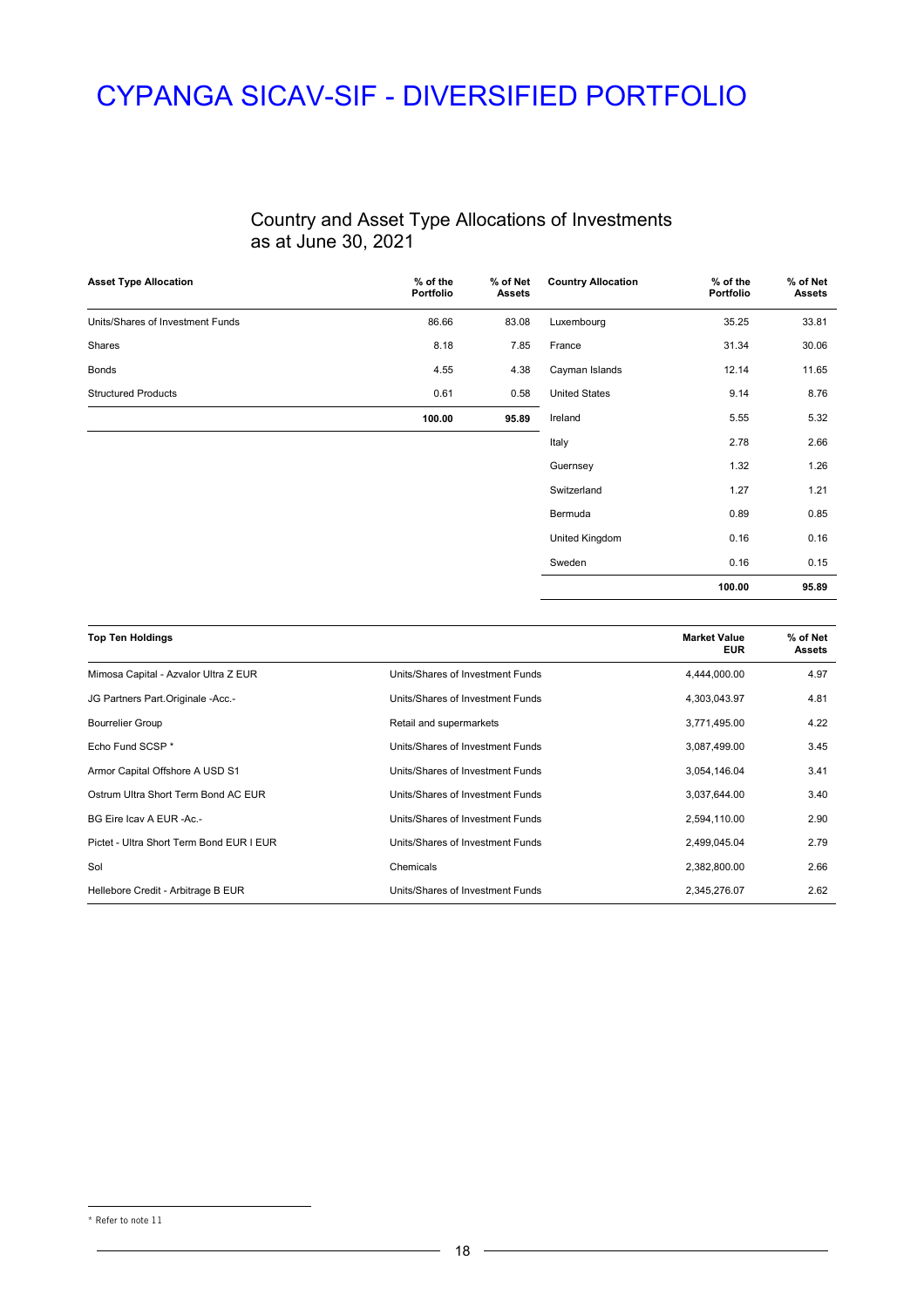# CYPANGA SICAV-SIF - DIVERSIFIED PORTFOLIO

## Country and Asset Type Allocations of Investments as at June 30, 2021

| Asset Type Allocation | % of the Portfolio | % of Net Assets |
|---|---|---|
| Units/Shares of Investment Funds | 86.66 | 83.08 |
| Shares | 8.18 | 7.85 |
| Bonds | 4.55 | 4.38 |
| Structured Products | 0.61 | 0.58 |
| | **100.00** | **95.89** |

| Country Allocation | % of the Portfolio | % of Net Assets |
|---|---|---|
| Luxembourg | 35.25 | 33.81 |
| France | 31.34 | 30.06 |
| Cayman Islands | 12.14 | 11.65 |
| United States | 9.14 | 8.76 |
| Ireland | 5.55 | 5.32 |
| Italy | 2.78 | 2.66 |
| Guernsey | 1.32 | 1.26 |
| Switzerland | 1.27 | 1.21 |
| Bermuda | 0.89 | 0.85 |
| United Kingdom | 0.16 | 0.16 |
| Sweden | 0.16 | 0.15 |
| | **100.00** | **95.89** |

| Top Ten Holdings | | Market Value EUR | % of Net Assets |
|---|---|---|---|
| Mimosa Capital - Azvalor Ultra Z EUR | Units/Shares of Investment Funds | 4,444,000.00 | 4.97 |
| JG Partners Part.Originale -Acc.- | Units/Shares of Investment Funds | 4,303,043.97 | 4.81 |
| Bourrelier Group | Retail and supermarkets | 3,771,495.00 | 4.22 |
| Echo Fund SCSP * | Units/Shares of Investment Funds | 3,087,499.00 | 3.45 |
| Armor Capital Offshore A USD S1 | Units/Shares of Investment Funds | 3,054,146.04 | 3.41 |
| Ostrum Ultra Short Term Bond AC EUR | Units/Shares of Investment Funds | 3,037,644.00 | 3.40 |
| BG Eire Icav A EUR -Ac.- | Units/Shares of Investment Funds | 2,594,110.00 | 2.90 |
| Pictet - Ultra Short Term Bond EUR I EUR | Units/Shares of Investment Funds | 2,499,045.04 | 2.79 |
| Sol | Chemicals | 2,382,800.00 | 2.66 |
| Hellebore Credit - Arbitrage B EUR | Units/Shares of Investment Funds | 2,345,276.07 | 2.62 |

* Refer to note 11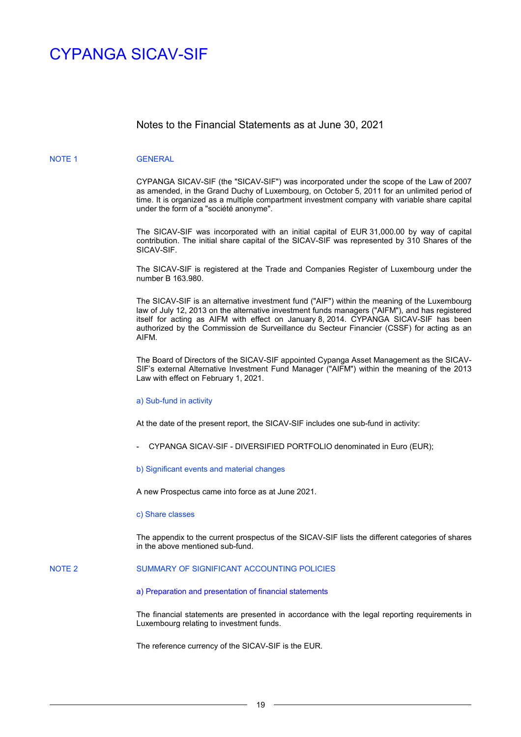# CYPANGA SICAV-SIF

## Notes to the Financial Statements as at June 30, 2021

### NOTE 1 GENERAL

CYPANGA SICAV-SIF (the "SICAV-SIF") was incorporated under the scope of the Law of 2007 as amended, in the Grand Duchy of Luxembourg, on October 5, 2011 for an unlimited period of time. It is organized as a multiple compartment investment company with variable share capital under the form of a "société anonyme".

The SICAV-SIF was incorporated with an initial capital of EUR 31,000.00 by way of capital contribution. The initial share capital of the SICAV-SIF was represented by 310 Shares of the SICAV-SIF.

The SICAV-SIF is registered at the Trade and Companies Register of Luxembourg under the number B 163.980.

The SICAV-SIF is an alternative investment fund ("AIF") within the meaning of the Luxembourg law of July 12, 2013 on the alternative investment funds managers ("AIFM"), and has registered itself for acting as AIFM with effect on January 8, 2014. CYPANGA SICAV-SIF has been authorized by the Commission de Surveillance du Secteur Financier (CSSF) for acting as an AIFM.

The Board of Directors of the SICAV-SIF appointed Cypanga Asset Management as the SICAV-SIF's external Alternative Investment Fund Manager ("AIFM") within the meaning of the 2013 Law with effect on February 1, 2021.

#### a) Sub-fund in activity

At the date of the present report, the SICAV-SIF includes one sub-fund in activity:

- CYPANGA SICAV-SIF - DIVERSIFIED PORTFOLIO denominated in Euro (EUR);

#### b) Significant events and material changes

A new Prospectus came into force as at June 2021.

#### c) Share classes

The appendix to the current prospectus of the SICAV-SIF lists the different categories of shares in the above mentioned sub-fund.

### NOTE 2 SUMMARY OF SIGNIFICANT ACCOUNTING POLICIES

#### a) Preparation and presentation of financial statements

The financial statements are presented in accordance with the legal reporting requirements in Luxembourg relating to investment funds.

The reference currency of the SICAV-SIF is the EUR.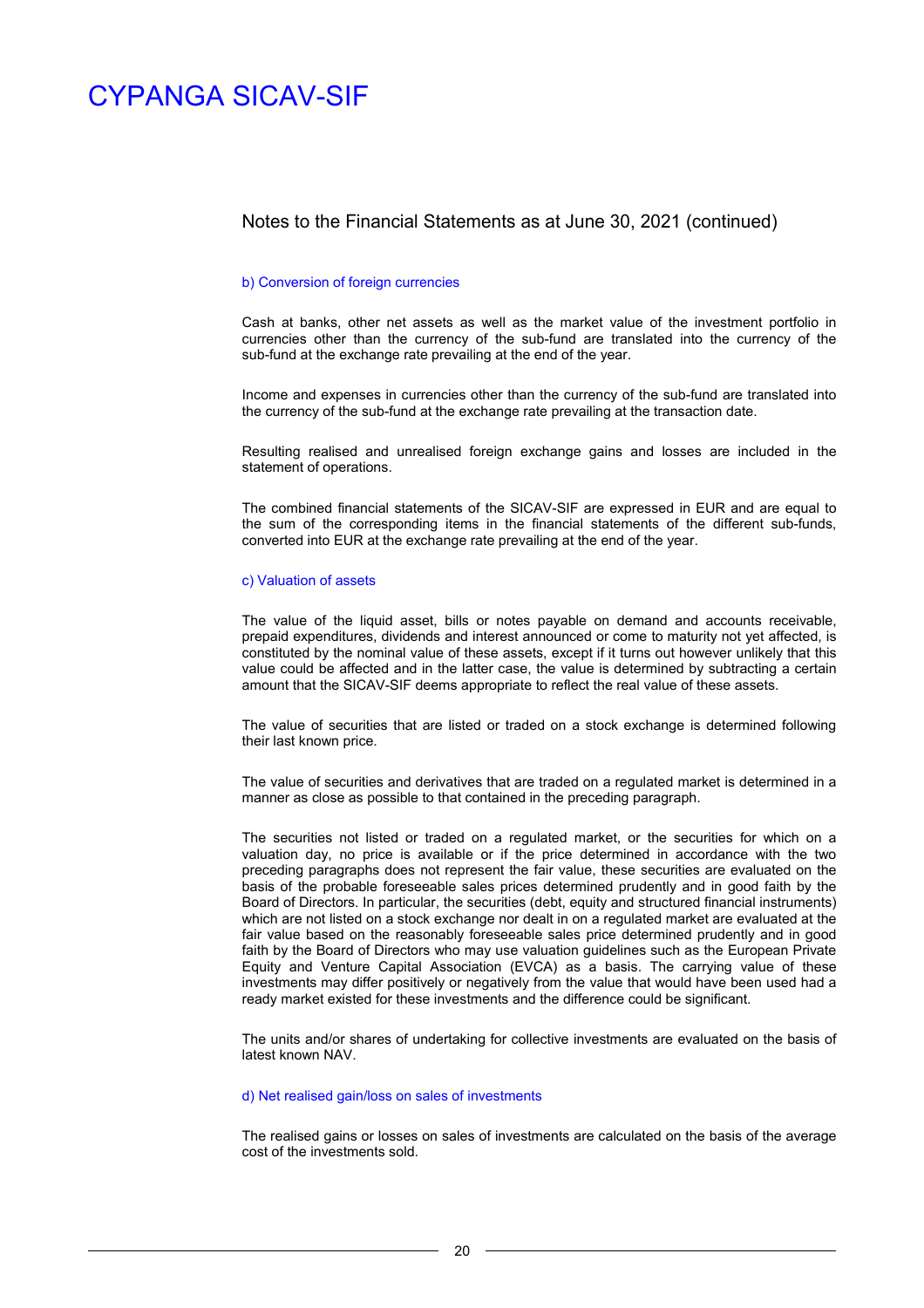## Notes to the Financial Statements as at June 30, 2021 (continued)

### b) Conversion of foreign currencies

Cash at banks, other net assets as well as the market value of the investment portfolio in currencies other than the currency of the sub-fund are translated into the currency of the sub-fund at the exchange rate prevailing at the end of the year.

Income and expenses in currencies other than the currency of the sub-fund are translated into the currency of the sub-fund at the exchange rate prevailing at the transaction date.

Resulting realised and unrealised foreign exchange gains and losses are included in the statement of operations.

The combined financial statements of the SICAV-SIF are expressed in EUR and are equal to the sum of the corresponding items in the financial statements of the different sub-funds, converted into EUR at the exchange rate prevailing at the end of the year.

### c) Valuation of assets

The value of the liquid asset, bills or notes payable on demand and accounts receivable, prepaid expenditures, dividends and interest announced or come to maturity not yet affected, is constituted by the nominal value of these assets, except if it turns out however unlikely that this value could be affected and in the latter case, the value is determined by subtracting a certain amount that the SICAV-SIF deems appropriate to reflect the real value of these assets.

The value of securities that are listed or traded on a stock exchange is determined following their last known price.

The value of securities and derivatives that are traded on a regulated market is determined in a manner as close as possible to that contained in the preceding paragraph.

The securities not listed or traded on a regulated market, or the securities for which on a valuation day, no price is available or if the price determined in accordance with the two preceding paragraphs does not represent the fair value, these securities are evaluated on the basis of the probable foreseeable sales prices determined prudently and in good faith by the Board of Directors. In particular, the securities (debt, equity and structured financial instruments) which are not listed on a stock exchange nor dealt in on a regulated market are evaluated at the fair value based on the reasonably foreseeable sales price determined prudently and in good faith by the Board of Directors who may use valuation guidelines such as the European Private Equity and Venture Capital Association (EVCA) as a basis. The carrying value of these investments may differ positively or negatively from the value that would have been used had a ready market existed for these investments and the difference could be significant.

The units and/or shares of undertaking for collective investments are evaluated on the basis of latest known NAV.

### d) Net realised gain/loss on sales of investments

The realised gains or losses on sales of investments are calculated on the basis of the average cost of the investments sold.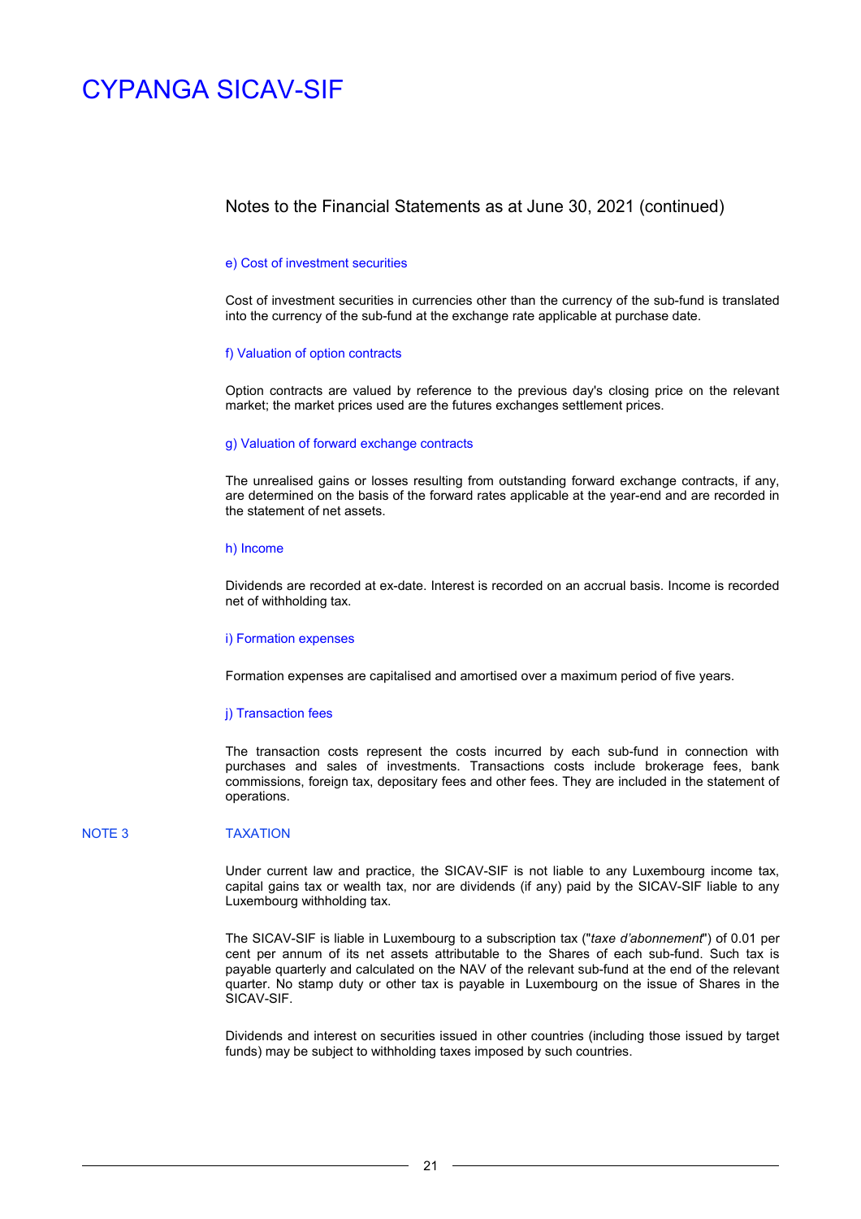## Notes to the Financial Statements as at June 30, 2021 (continued)

### e) Cost of investment securities

Cost of investment securities in currencies other than the currency of the sub-fund is translated into the currency of the sub-fund at the exchange rate applicable at purchase date.

### f) Valuation of option contracts

Option contracts are valued by reference to the previous day's closing price on the relevant market; the market prices used are the futures exchanges settlement prices.

### g) Valuation of forward exchange contracts

The unrealised gains or losses resulting from outstanding forward exchange contracts, if any, are determined on the basis of the forward rates applicable at the year-end and are recorded in the statement of net assets.

### h) Income

Dividends are recorded at ex-date. Interest is recorded on an accrual basis. Income is recorded net of withholding tax.

### i) Formation expenses

Formation expenses are capitalised and amortised over a maximum period of five years.

### j) Transaction fees

The transaction costs represent the costs incurred by each sub-fund in connection with purchases and sales of investments. Transactions costs include brokerage fees, bank commissions, foreign tax, depositary fees and other fees. They are included in the statement of operations.

## NOTE 3 TAXATION

Under current law and practice, the SICAV-SIF is not liable to any Luxembourg income tax, capital gains tax or wealth tax, nor are dividends (if any) paid by the SICAV-SIF liable to any Luxembourg withholding tax.

The SICAV-SIF is liable in Luxembourg to a subscription tax ("*taxe d'abonnement*") of 0.01 per cent per annum of its net assets attributable to the Shares of each sub-fund. Such tax is payable quarterly and calculated on the NAV of the relevant sub-fund at the end of the relevant quarter. No stamp duty or other tax is payable in Luxembourg on the issue of Shares in the SICAV-SIF.

Dividends and interest on securities issued in other countries (including those issued by target funds) may be subject to withholding taxes imposed by such countries.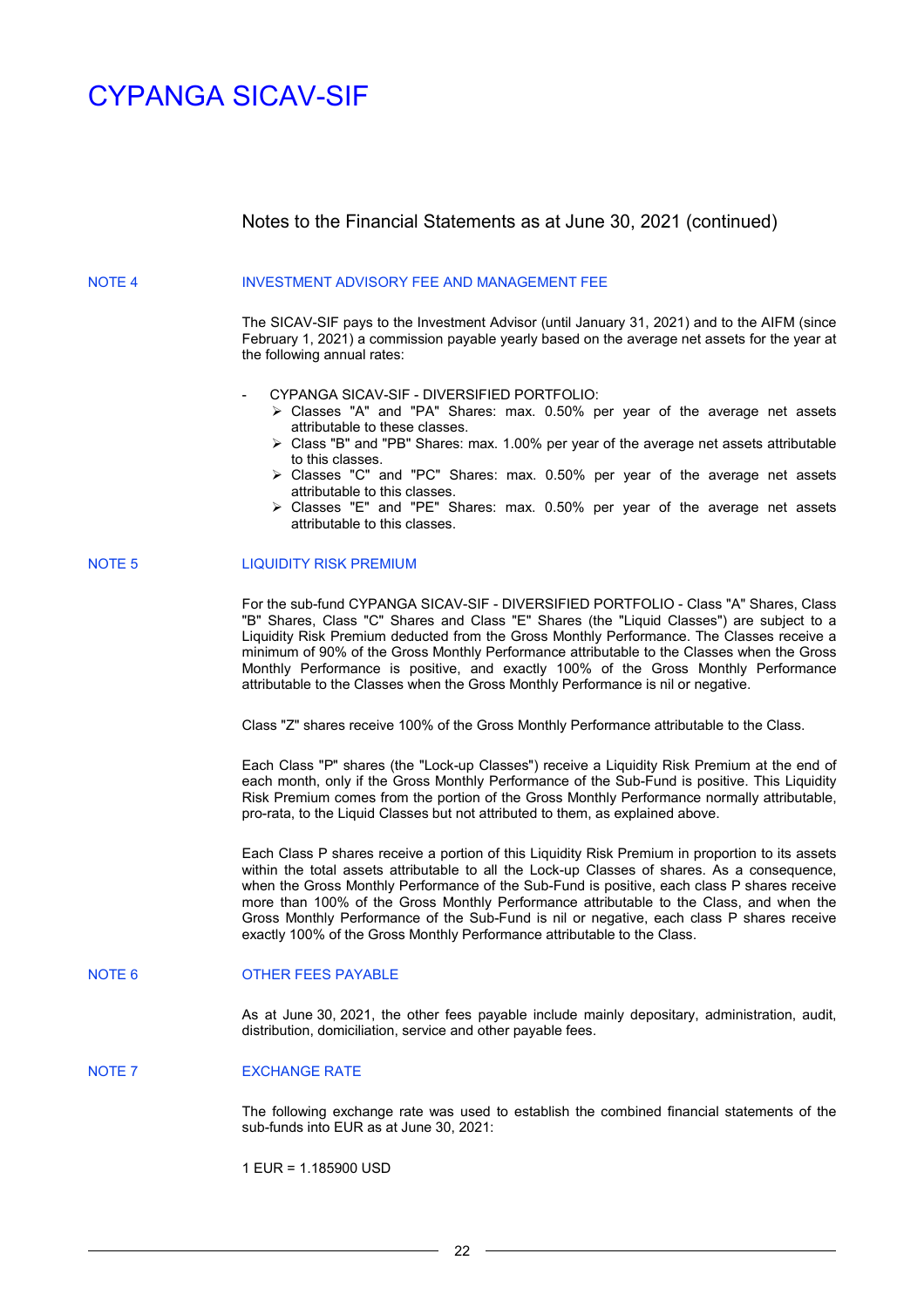# CYPANGA SICAV-SIF

## Notes to the Financial Statements as at June 30, 2021 (continued)

### NOTE 4 INVESTMENT ADVISORY FEE AND MANAGEMENT FEE

The SICAV-SIF pays to the Investment Advisor (until January 31, 2021) and to the AIFM (since February 1, 2021) a commission payable yearly based on the average net assets for the year at the following annual rates:

- CYPANGA SICAV-SIF - DIVERSIFIED PORTFOLIO:
  - Classes "A" and "PA" Shares: max. 0.50% per year of the average net assets attributable to these classes.
  - Class "B" and "PB" Shares: max. 1.00% per year of the average net assets attributable to this classes.
  - Classes "C" and "PC" Shares: max. 0.50% per year of the average net assets attributable to this classes.
  - Classes "E" and "PE" Shares: max. 0.50% per year of the average net assets attributable to this classes.

### NOTE 5 LIQUIDITY RISK PREMIUM

For the sub-fund CYPANGA SICAV-SIF - DIVERSIFIED PORTFOLIO - Class "A" Shares, Class "B" Shares, Class "C" Shares and Class "E" Shares (the "Liquid Classes") are subject to a Liquidity Risk Premium deducted from the Gross Monthly Performance. The Classes receive a minimum of 90% of the Gross Monthly Performance attributable to the Classes when the Gross Monthly Performance is positive, and exactly 100% of the Gross Monthly Performance attributable to the Classes when the Gross Monthly Performance is nil or negative.

Class "Z" shares receive 100% of the Gross Monthly Performance attributable to the Class.

Each Class "P" shares (the "Lock-up Classes") receive a Liquidity Risk Premium at the end of each month, only if the Gross Monthly Performance of the Sub-Fund is positive. This Liquidity Risk Premium comes from the portion of the Gross Monthly Performance normally attributable, pro-rata, to the Liquid Classes but not attributed to them, as explained above.

Each Class P shares receive a portion of this Liquidity Risk Premium in proportion to its assets within the total assets attributable to all the Lock-up Classes of shares. As a consequence, when the Gross Monthly Performance of the Sub-Fund is positive, each class P shares receive more than 100% of the Gross Monthly Performance attributable to the Class, and when the Gross Monthly Performance of the Sub-Fund is nil or negative, each class P shares receive exactly 100% of the Gross Monthly Performance attributable to the Class.

### NOTE 6 OTHER FEES PAYABLE

As at June 30, 2021, the other fees payable include mainly depositary, administration, audit, distribution, domiciliation, service and other payable fees.

### NOTE 7 EXCHANGE RATE

The following exchange rate was used to establish the combined financial statements of the sub-funds into EUR as at June 30, 2021:

1 EUR = 1.185900 USD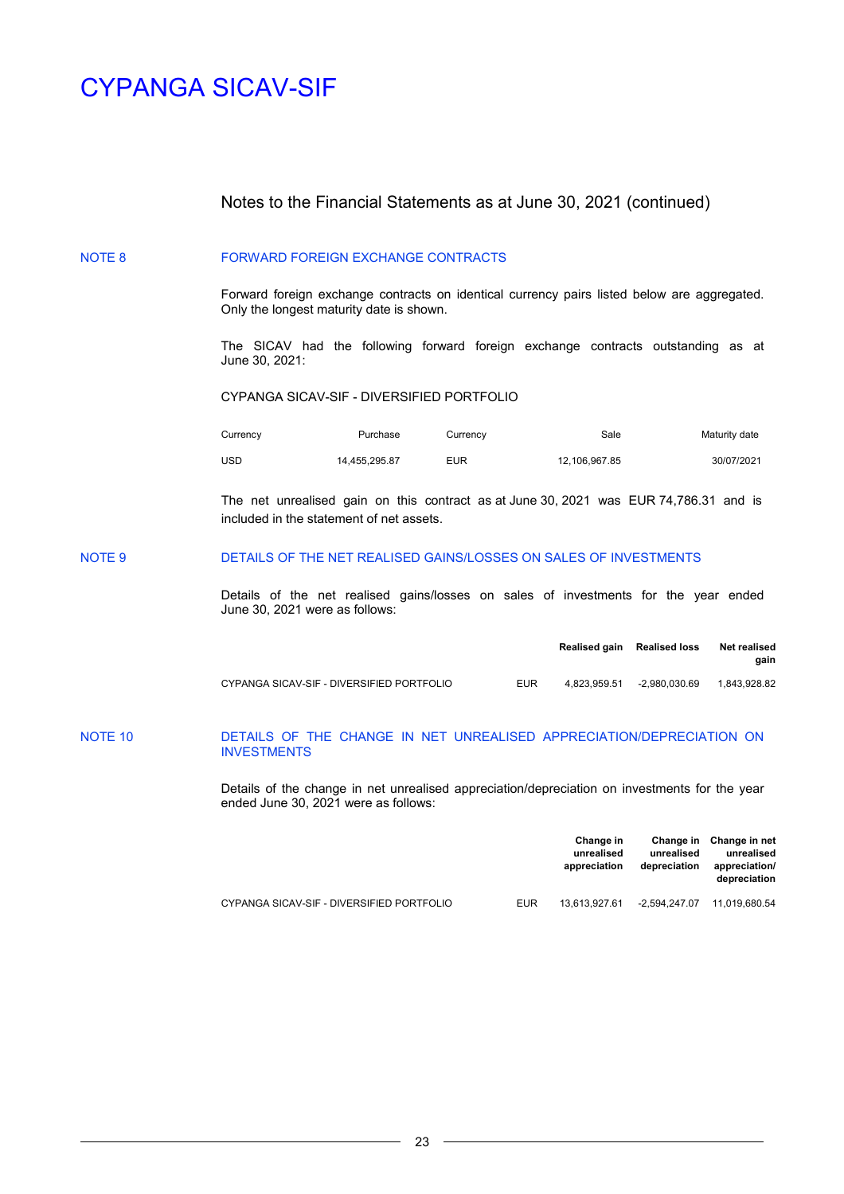# CYPANGA SICAV-SIF

## Notes to the Financial Statements as at June 30, 2021 (continued)

### NOTE 8 FORWARD FOREIGN EXCHANGE CONTRACTS

Forward foreign exchange contracts on identical currency pairs listed below are aggregated. Only the longest maturity date is shown.

The SICAV had the following forward foreign exchange contracts outstanding as at June 30, 2021:

CYPANGA SICAV-SIF - DIVERSIFIED PORTFOLIO

| Currency | Purchase | Currency | Sale | Maturity date |
|---|---|---|---|---|
| USD | 14,455,295.87 | EUR | 12,106,967.85 | 30/07/2021 |

The net unrealised gain on this contract as at June 30, 2021 was EUR 74,786.31 and is included in the statement of net assets.

### NOTE 9 DETAILS OF THE NET REALISED GAINS/LOSSES ON SALES OF INVESTMENTS

Details of the net realised gains/losses on sales of investments for the year ended June 30, 2021 were as follows:

| | | Realised gain | Realised loss | Net realised gain |
|---|---|---|---|---|
| CYPANGA SICAV-SIF - DIVERSIFIED PORTFOLIO | EUR | 4,823,959.51 | -2,980,030.69 | 1,843,928.82 |

### NOTE 10 DETAILS OF THE CHANGE IN NET UNREALISED APPRECIATION/DEPRECIATION ON INVESTMENTS

Details of the change in net unrealised appreciation/depreciation on investments for the year ended June 30, 2021 were as follows:

| | | Change in unrealised appreciation | Change in unrealised depreciation | Change in net unrealised appreciation/ depreciation |
|---|---|---|---|---|
| CYPANGA SICAV-SIF - DIVERSIFIED PORTFOLIO | EUR | 13,613,927.61 | -2,594,247.07 | 11,019,680.54 |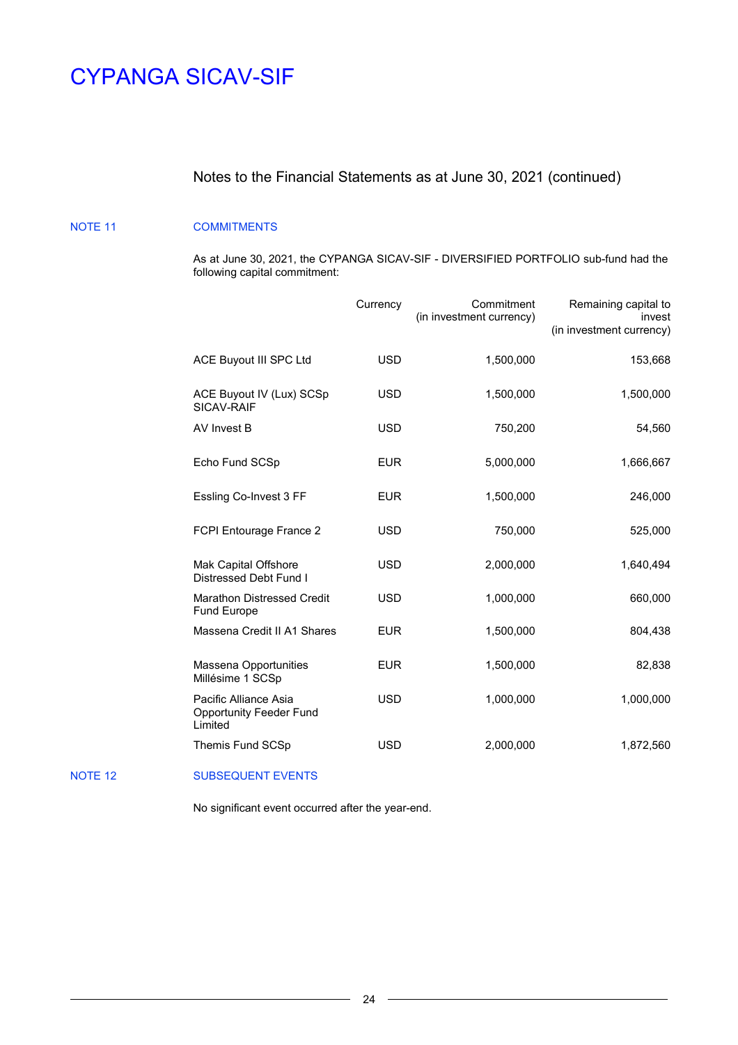# CYPANGA SICAV-SIF

## Notes to the Financial Statements as at June 30, 2021 (continued)

### NOTE 11 COMMITMENTS

As at June 30, 2021, the CYPANGA SICAV-SIF - DIVERSIFIED PORTFOLIO sub-fund had the following capital commitment:

| | Currency | Commitment (in investment currency) | Remaining capital to invest (in investment currency) |
|---|---|---|---|
| ACE Buyout III SPC Ltd | USD | 1,500,000 | 153,668 |
| ACE Buyout IV (Lux) SCSp SICAV-RAIF | USD | 1,500,000 | 1,500,000 |
| AV Invest B | USD | 750,200 | 54,560 |
| Echo Fund SCSp | EUR | 5,000,000 | 1,666,667 |
| Essling Co-Invest 3 FF | EUR | 1,500,000 | 246,000 |
| FCPI Entourage France 2 | USD | 750,000 | 525,000 |
| Mak Capital Offshore Distressed Debt Fund I | USD | 2,000,000 | 1,640,494 |
| Marathon Distressed Credit Fund Europe | USD | 1,000,000 | 660,000 |
| Massena Credit II A1 Shares | EUR | 1,500,000 | 804,438 |
| Massena Opportunities Millésime 1 SCSp | EUR | 1,500,000 | 82,838 |
| Pacific Alliance Asia Opportunity Feeder Fund Limited | USD | 1,000,000 | 1,000,000 |
| Themis Fund SCSp | USD | 2,000,000 | 1,872,560 |

### NOTE 12 SUBSEQUENT EVENTS

No significant event occurred after the year-end.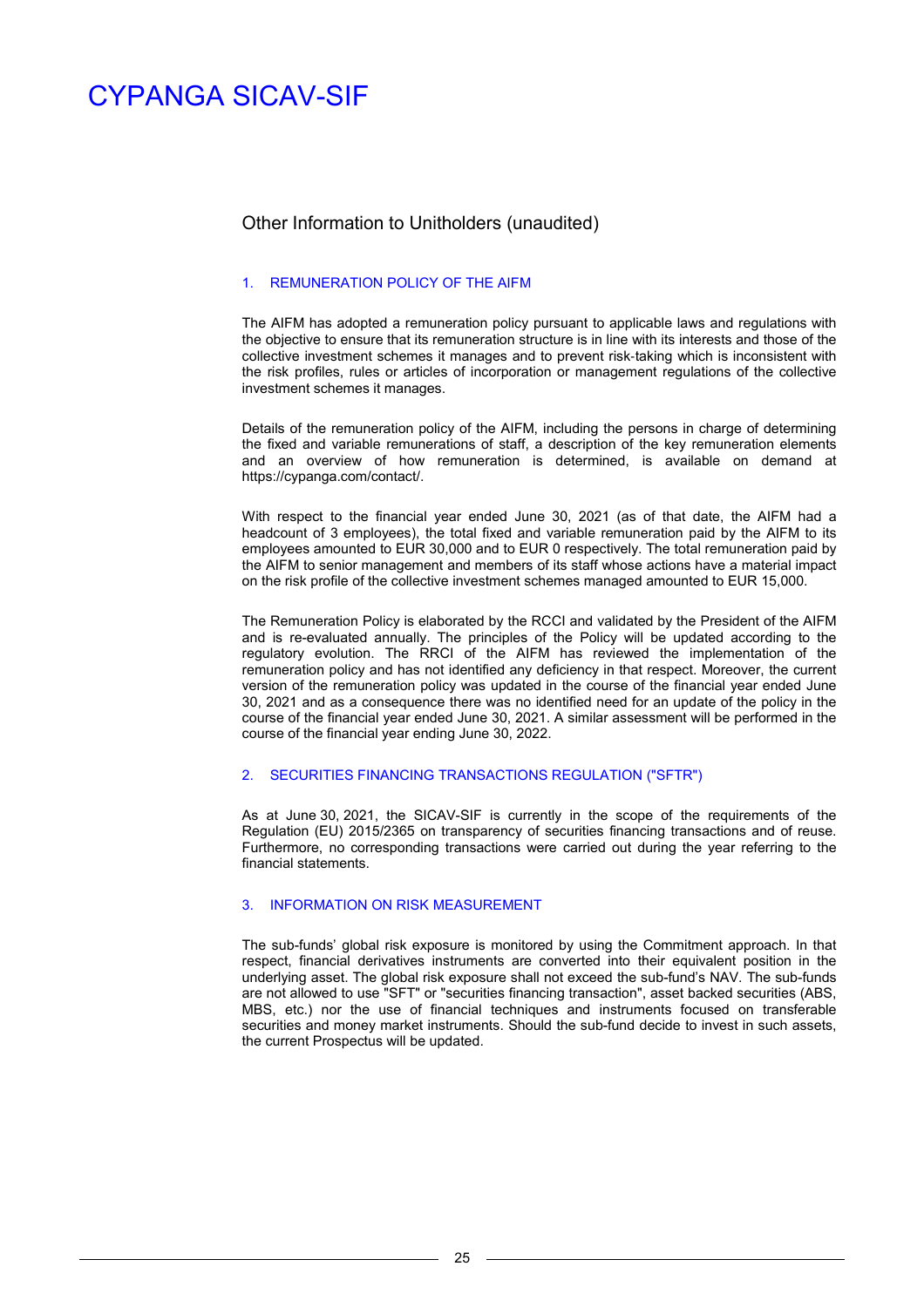# CYPANGA SICAV-SIF

## Other Information to Unitholders (unaudited)

### 1. REMUNERATION POLICY OF THE AIFM

The AIFM has adopted a remuneration policy pursuant to applicable laws and regulations with the objective to ensure that its remuneration structure is in line with its interests and those of the collective investment schemes it manages and to prevent risk-taking which is inconsistent with the risk profiles, rules or articles of incorporation or management regulations of the collective investment schemes it manages.

Details of the remuneration policy of the AIFM, including the persons in charge of determining the fixed and variable remunerations of staff, a description of the key remuneration elements and an overview of how remuneration is determined, is available on demand at https://cypanga.com/contact/.

With respect to the financial year ended June 30, 2021 (as of that date, the AIFM had a headcount of 3 employees), the total fixed and variable remuneration paid by the AIFM to its employees amounted to EUR 30,000 and to EUR 0 respectively. The total remuneration paid by the AIFM to senior management and members of its staff whose actions have a material impact on the risk profile of the collective investment schemes managed amounted to EUR 15,000.

The Remuneration Policy is elaborated by the RCCI and validated by the President of the AIFM and is re-evaluated annually. The principles of the Policy will be updated according to the regulatory evolution. The RRCI of the AIFM has reviewed the implementation of the remuneration policy and has not identified any deficiency in that respect. Moreover, the current version of the remuneration policy was updated in the course of the financial year ended June 30, 2021 and as a consequence there was no identified need for an update of the policy in the course of the financial year ended June 30, 2021. A similar assessment will be performed in the course of the financial year ending June 30, 2022.

### 2. SECURITIES FINANCING TRANSACTIONS REGULATION ("SFTR")

As at June 30, 2021, the SICAV-SIF is currently in the scope of the requirements of the Regulation (EU) 2015/2365 on transparency of securities financing transactions and of reuse. Furthermore, no corresponding transactions were carried out during the year referring to the financial statements.

### 3. INFORMATION ON RISK MEASUREMENT

The sub-funds' global risk exposure is monitored by using the Commitment approach. In that respect, financial derivatives instruments are converted into their equivalent position in the underlying asset. The global risk exposure shall not exceed the sub-fund's NAV. The sub-funds are not allowed to use "SFT" or "securities financing transaction", asset backed securities (ABS, MBS, etc.) nor the use of financial techniques and instruments focused on transferable securities and money market instruments. Should the sub-fund decide to invest in such assets, the current Prospectus will be updated.